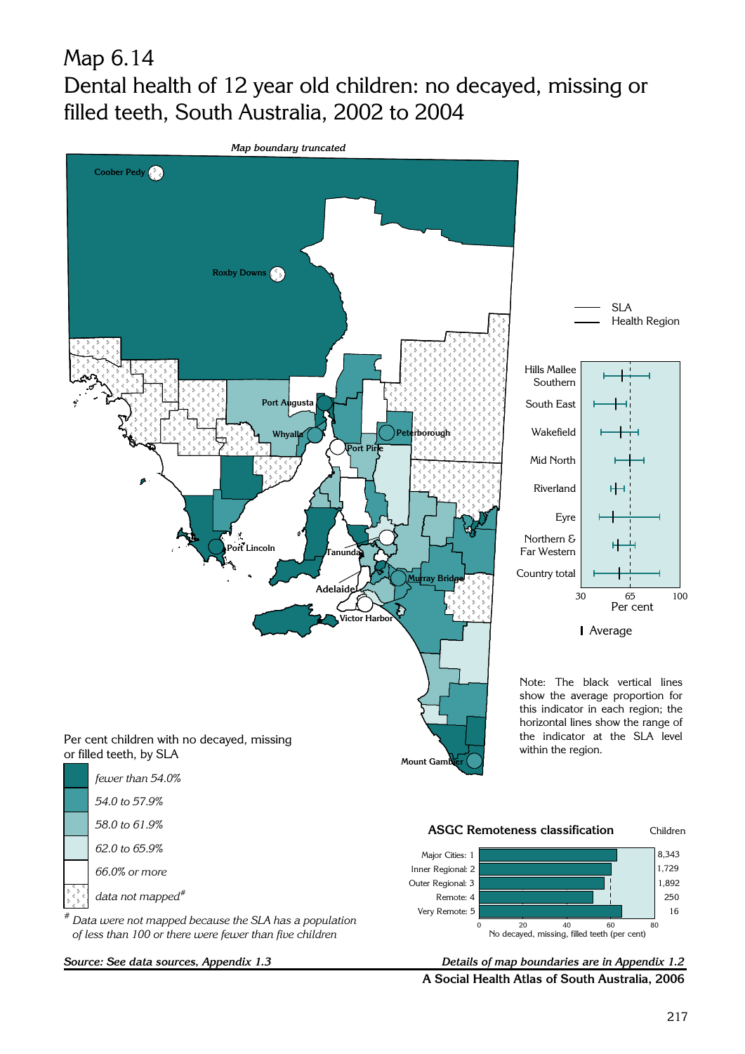# Map 6.14

## Dental health of 12 year old children: no decayed, missing or filled teeth, South Australia, 2002 to 2004

*Map boundary truncated*

Coober Pedy

Roxby Downs

Port Augusta

Whyalla

Peterborough

Port Pirie

Port Lincoln

Tanunda

Adelaide

Murray Bridge

Victor Harbor

Mount Gambier

SLA

Health Region

Hills Mallee Southern

South East

Wakefield

Mid North

Riverland

Eyre

Northern & Far Western

Country total

30 65 100

Per cent

| Average

Note: The black vertical lines show the average proportion for this indicator in each region; the horizontal lines show the range of the indicator at the SLA level within the region.

Per cent children with no decayed, missing or filled teeth, by SLA

- *fewer than 54.0%*
- *54.0 to 57.9%*
- *58.0 to 61.9%*
- *62.0 to 65.9%*
- *66.0% or more*
- *data not mapped#*

*# Data were not mapped because the SLA has a population of less than 100 or there were fewer than five children*

**ASGC Remoteness classification**

| ASGC Remoteness classification | Children |
|---|---|
| Major Cities: 1 | 8,343 |
| Inner Regional: 2 | 1,729 |
| Outer Regional: 3 | 1,892 |
| Remote: 4 | 250 |
| Very Remote: 5 | 16 |

0 20 40 60 80

No decayed, missing, filled teeth (per cent)

***Source: See data sources, Appendix 1.3***

***Details of map boundaries are in Appendix 1.2***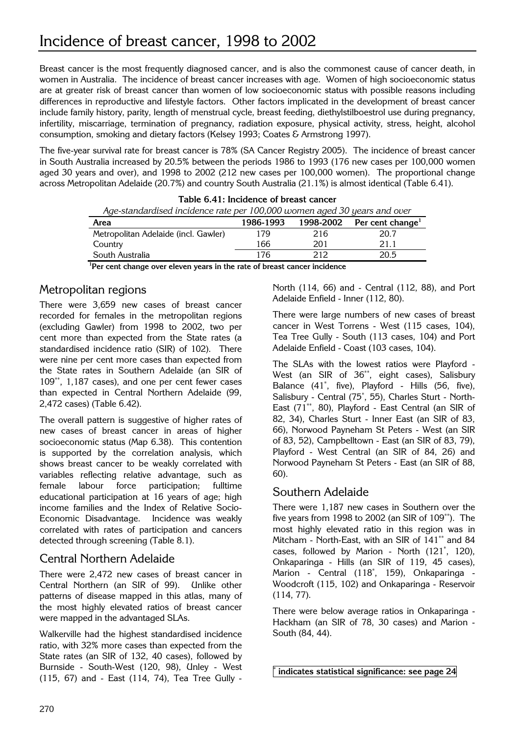# Incidence of breast cancer, 1998 to 2002

Breast cancer is the most frequently diagnosed cancer, and is also the commonest cause of cancer death, in women in Australia. The incidence of breast cancer increases with age. Women of high socioeconomic status are at greater risk of breast cancer than women of low socioeconomic status with possible reasons including differences in reproductive and lifestyle factors. Other factors implicated in the development of breast cancer include family history, parity, length of menstrual cycle, breast feeding, diethylstilboestrol use during pregnancy, infertility, miscarriage, termination of pregnancy, radiation exposure, physical activity, stress, height, alcohol consumption, smoking and dietary factors (Kelsey 1993; Coates & Armstrong 1997).

The five-year survival rate for breast cancer is 78% (SA Cancer Registry 2005). The incidence of breast cancer in South Australia increased by 20.5% between the periods 1986 to 1993 (176 new cases per 100,000 women aged 30 years and over), and 1998 to 2002 (212 new cases per 100,000 women). The proportional change across Metropolitan Adelaide (20.7%) and country South Australia (21.1%) is almost identical (Table 6.41).

**Table 6.41: Incidence of breast cancer**

*Age-standardised incidence rate per 100,000 women aged 30 years and over*

| Area | 1986-1993 | 1998-2002 | Per cent change[1] |
|---|---|---|---|
| Metropolitan Adelaide (incl. Gawler) | 179 | 216 | 20.7 |
| Country | 166 | 201 | 21.1 |
| South Australia | 176 | 212 | 20.5 |

[1]**Per cent change over eleven years in the rate of breast cancer incidence**

## Metropolitan regions

There were 3,659 new cases of breast cancer recorded for females in the metropolitan regions (excluding Gawler) from 1998 to 2002, two per cent more than expected from the State rates (a standardised incidence ratio (SIR) of 102). There were nine per cent more cases than expected from the State rates in Southern Adelaide (an SIR of 109**, 1,187 cases), and one per cent fewer cases than expected in Central Northern Adelaide (99, 2,472 cases) (Table 6.42).

The overall pattern is suggestive of higher rates of new cases of breast cancer in areas of higher socioeconomic status (Map 6.38). This contention is supported by the correlation analysis, which shows breast cancer to be weakly correlated with variables reflecting relative advantage, such as female labour force participation; fulltime educational participation at 16 years of age; high income families and the Index of Relative Socio-Economic Disadvantage. Incidence was weakly correlated with rates of participation and cancers detected through screening (Table 8.1).

## Central Northern Adelaide

There were 2,472 new cases of breast cancer in Central Northern (an SIR of 99). Unlike other patterns of disease mapped in this atlas, many of the most highly elevated ratios of breast cancer were mapped in the advantaged SLAs.

Walkerville had the highest standardised incidence ratio, with 32% more cases than expected from the State rates (an SIR of 132, 40 cases), followed by Burnside - South-West (120, 98), Unley - West (115, 67) and - East (114, 74), Tea Tree Gully - North (114, 66) and - Central (112, 88), and Port Adelaide Enfield - Inner (112, 80).

There were large numbers of new cases of breast cancer in West Torrens - West (115 cases, 104), Tea Tree Gully - South (113 cases, 104) and Port Adelaide Enfield - Coast (103 cases, 104).

The SLAs with the lowest ratios were Playford - West (an SIR of 36**, eight cases), Salisbury Balance (41*, five), Playford - Hills (56, five), Salisbury - Central (75*, 55), Charles Sturt - North-East (71**, 80), Playford - East Central (an SIR of 82, 34), Charles Sturt - Inner East (an SIR of 83, 66), Norwood Payneham St Peters - West (an SIR of 83, 52), Campbelltown - East (an SIR of 83, 79), Playford - West Central (an SIR of 84, 26) and Norwood Payneham St Peters - East (an SIR of 88, 60).

## Southern Adelaide

There were 1,187 new cases in Southern over the five years from 1998 to 2002 (an SIR of 109**). The most highly elevated ratio in this region was in Mitcham - North-East, with an SIR of 141** and 84 cases, followed by Marion - North (121*, 120), Onkaparinga - Hills (an SIR of 119, 45 cases), Marion - Central (118*, 159), Onkaparinga - Woodcroft (115, 102) and Onkaparinga - Reservoir (114, 77).

There were below average ratios in Onkaparinga - Hackham (an SIR of 78, 30 cases) and Marion - South (84, 44).

* **indicates statistical significance: see page 24**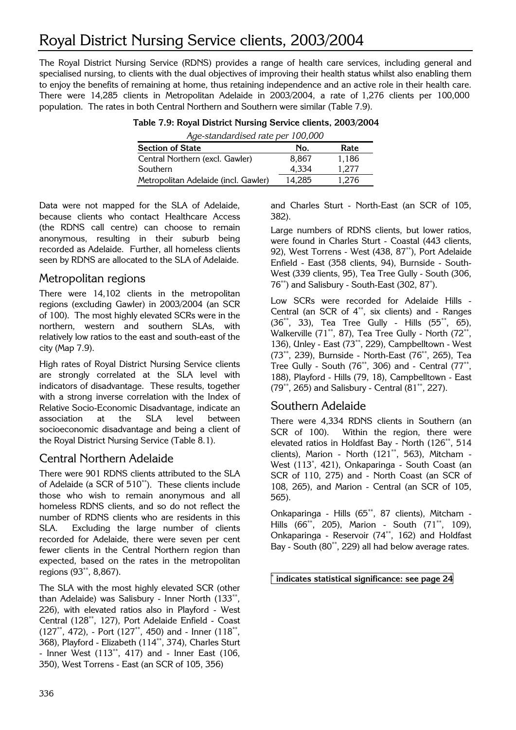# Royal District Nursing Service clients, 2003/2004

The Royal District Nursing Service (RDNS) provides a range of health care services, including general and specialised nursing, to clients with the dual objectives of improving their health status whilst also enabling them to enjoy the benefits of remaining at home, thus retaining independence and an active role in their health care. There were 14,285 clients in Metropolitan Adelaide in 2003/2004, a rate of 1,276 clients per 100,000 population. The rates in both Central Northern and Southern were similar (Table 7.9).

**Table 7.9: Royal District Nursing Service clients, 2003/2004**

*Age-standardised rate per 100,000*

| Section of State | No. | Rate |
|---|---|---|
| Central Northern (excl. Gawler) | 8,867 | 1,186 |
| Southern | 4,334 | 1,277 |
| Metropolitan Adelaide (incl. Gawler) | 14,285 | 1,276 |

Data were not mapped for the SLA of Adelaide, because clients who contact Healthcare Access (the RDNS call centre) can choose to remain anonymous, resulting in their suburb being recorded as Adelaide. Further, all homeless clients seen by RDNS are allocated to the SLA of Adelaide.

## Metropolitan regions

There were 14,102 clients in the metropolitan regions (excluding Gawler) in 2003/2004 (an SCR of 100). The most highly elevated SCRs were in the northern, western and southern SLAs, with relatively low ratios to the east and south-east of the city (Map 7.9).

High rates of Royal District Nursing Service clients are strongly correlated at the SLA level with indicators of disadvantage. These results, together with a strong inverse correlation with the Index of Relative Socio-Economic Disadvantage, indicate an association at the SLA level between socioeconomic disadvantage and being a client of the Royal District Nursing Service (Table 8.1).

## Central Northern Adelaide

There were 901 RDNS clients attributed to the SLA of Adelaide (a SCR of 510**). These clients include those who wish to remain anonymous and all homeless RDNS clients, and so do not reflect the number of RDNS clients who are residents in this SLA. Excluding the large number of clients recorded for Adelaide, there were seven per cent fewer clients in the Central Northern region than expected, based on the rates in the metropolitan regions (93**, 8,867).

The SLA with the most highly elevated SCR (other than Adelaide) was Salisbury - Inner North (133**, 226), with elevated ratios also in Playford - West Central (128**, 127), Port Adelaide Enfield - Coast (127**, 472), - Port (127**, 450) and - Inner (118**, 368), Playford - Elizabeth (114**, 374), Charles Sturt - Inner West (113**, 417) and - Inner East (106, 350), West Torrens - East (an SCR of 105, 356) and Charles Sturt - North-East (an SCR of 105, 382).

Large numbers of RDNS clients, but lower ratios, were found in Charles Sturt - Coastal (443 clients, 92), West Torrens - West (438, 87**), Port Adelaide Enfield - East (358 clients, 94), Burnside - South-West (339 clients, 95), Tea Tree Gully - South (306, 76**) and Salisbury - South-East (302, 87*).

Low SCRs were recorded for Adelaide Hills - Central (an SCR of 4**, six clients) and - Ranges (36**, 33), Tea Tree Gully - Hills (55**, 65), Walkerville (71**, 87), Tea Tree Gully - North (72**, 136), Unley - East (73**, 229), Campbelltown - West (73**, 239), Burnside - North-East (76**, 265), Tea Tree Gully - South (76**, 306) and - Central (77**, 188), Playford - Hills (79, 18), Campbelltown - East (79**, 265) and Salisbury - Central (81**, 227).

## Southern Adelaide

There were 4,334 RDNS clients in Southern (an SCR of 100). Within the region, there were elevated ratios in Holdfast Bay - North (126**, 514 clients), Marion - North (121**, 563), Mitcham - West (113*, 421), Onkaparinga - South Coast (an SCR of 110, 275) and - North Coast (an SCR of 108, 265), and Marion - Central (an SCR of 105, 565).

Onkaparinga - Hills (65**, 87 clients), Mitcham - Hills (66**, 205), Marion - South (71**, 109), Onkaparinga - Reservoir (74**, 162) and Holdfast Bay - South (80**, 229) all had below average rates.

**\* indicates statistical significance: see page 24**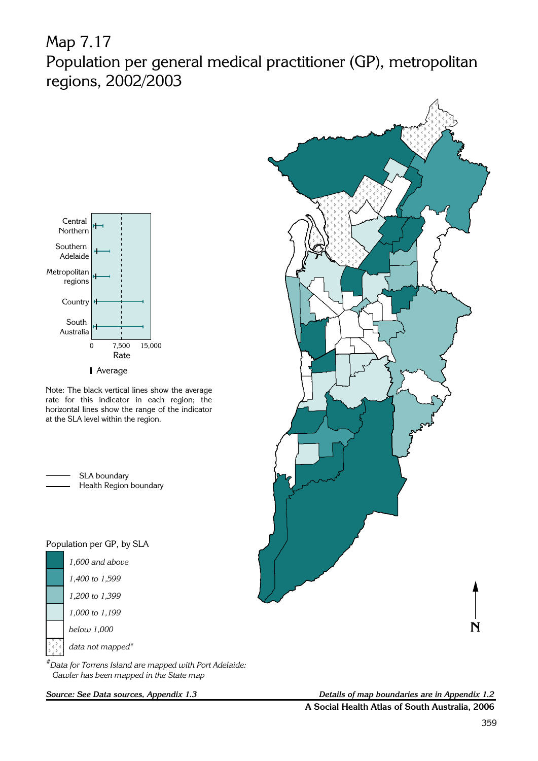# Map 7.17
## Population per general medical practitioner (GP), metropolitan regions, 2002/2003

Central Northern

Southern Adelaide

Metropolitan regions

Country

South Australia

0 7,500 15,000

Rate

I Average

Note: The black vertical lines show the average rate for this indicator in each region; the horizontal lines show the range of the indicator at the SLA level within the region.

SLA boundary

Health Region boundary

Population per GP, by SLA

*1,600 and above*

*1,400 to 1,599*

*1,200 to 1,399*

*1,000 to 1,199*

*below 1,000*

*data not mapped#*

*#Data for Torrens Island are mapped with Port Adelaide: Gawler has been mapped in the State map*

N

***Source: See Data sources, Appendix 1.3***

***Details of map boundaries are in Appendix 1.2***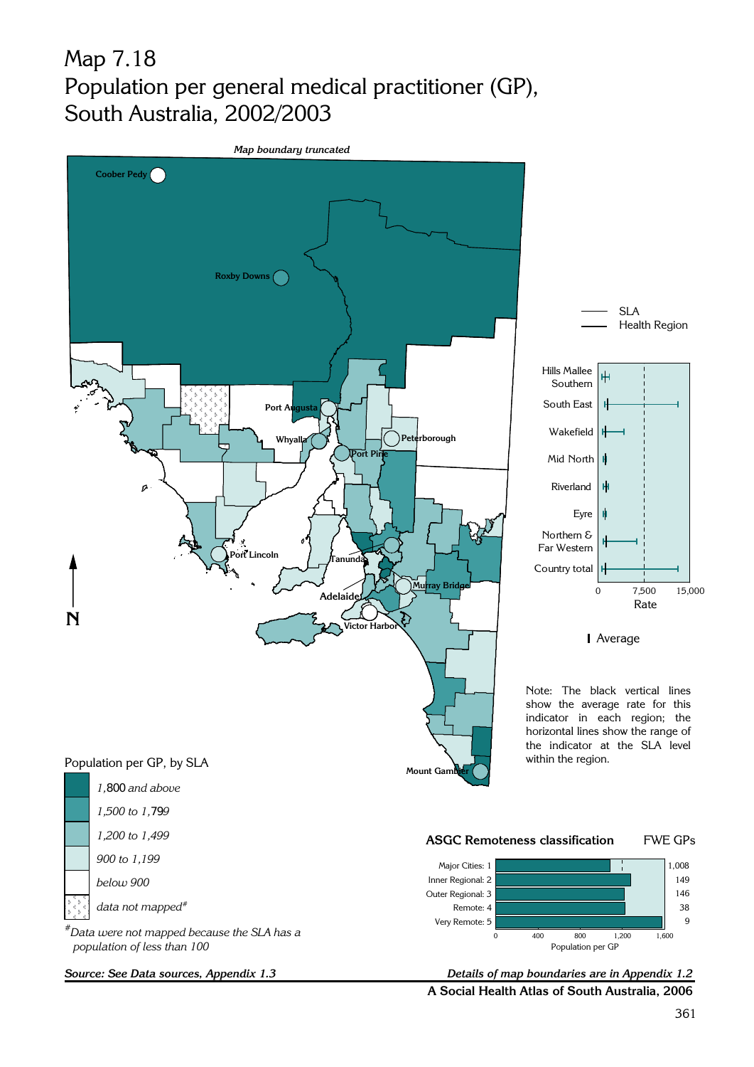# Map 7.18
# Population per general medical practitioner (GP), South Australia, 2002/2003

*Map boundary truncated*

Coober Pedy, Roxby Downs, Port Augusta, Whyalla, Peterborough, Port Pirie, Port Lincoln, Tanunda, Adelaide, Murray Bridge, Victor Harbor, Mount Gambier

N

SLA
Health Region

Hills Mallee Southern
South East
Wakefield
Mid North
Riverland
Eyre
Northern & Far Western
Country total

0 | 7,500 | 15,000
Rate

I Average

Note: The black vertical lines show the average rate for this indicator in each region; the horizontal lines show the range of the indicator at the SLA level within the region.

**Population per GP, by SLA**

- *1,800 and above*
- *1,500 to 1,799*
- *1,200 to 1,499*
- *900 to 1,199*
- *below 900*
- *data not mapped#*

#*Data were not mapped because the SLA has a population of less than 100*

**ASGC Remoteness classification** — FWE GPs

| Classification | FWE GPs |
|---|---|
| Major Cities: 1 | 1,008 |
| Inner Regional: 2 | 149 |
| Outer Regional: 3 | 146 |
| Remote: 4 | 38 |
| Very Remote: 5 | 9 |

0 | 400 | 800 | 1,200 | 1,600
Population per GP

***Source: See Data sources, Appendix 1.3***

***Details of map boundaries are in Appendix 1.2***

**A Social Health Atlas of South Australia, 2006**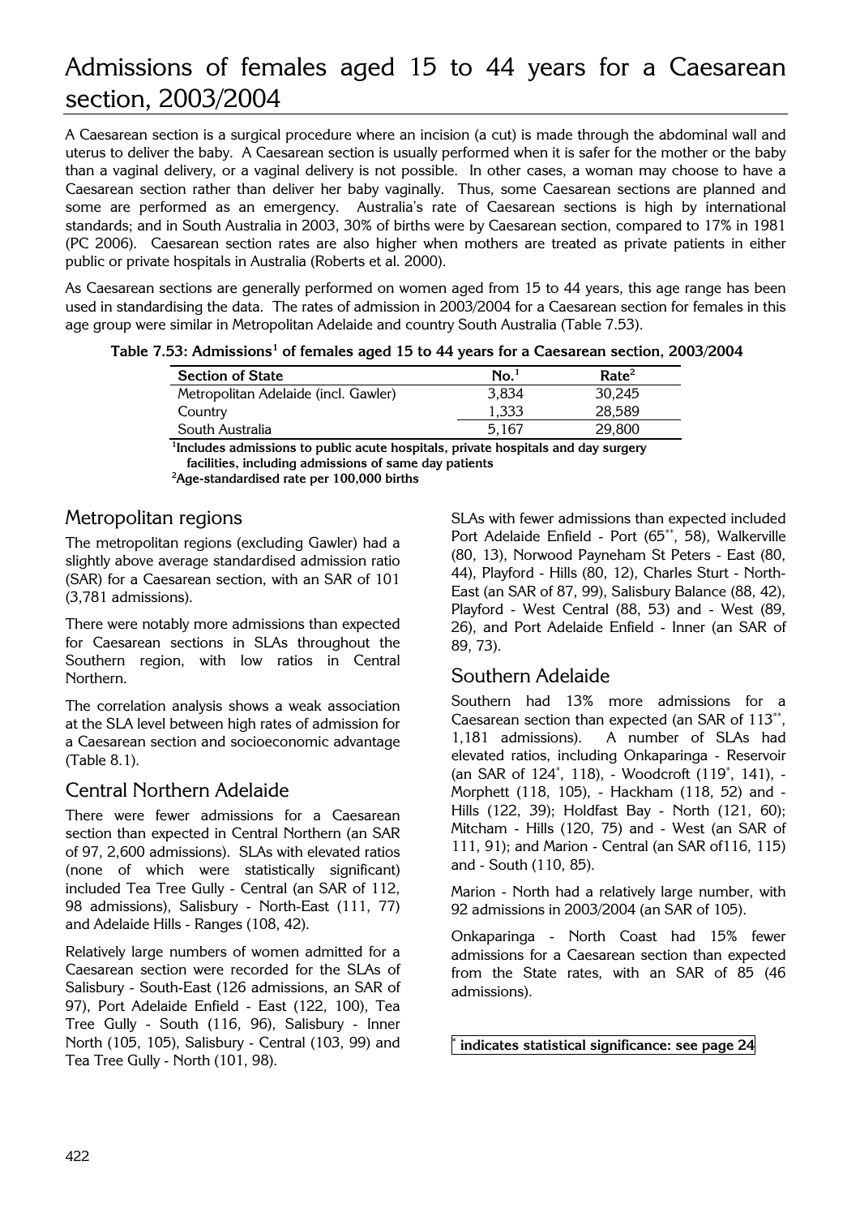# Admissions of females aged 15 to 44 years for a Caesarean section, 2003/2004

A Caesarean section is a surgical procedure where an incision (a cut) is made through the abdominal wall and uterus to deliver the baby. A Caesarean section is usually performed when it is safer for the mother or the baby than a vaginal delivery, or a vaginal delivery is not possible. In other cases, a woman may choose to have a Caesarean section rather than deliver her baby vaginally. Thus, some Caesarean sections are planned and some are performed as an emergency. Australia's rate of Caesarean sections is high by international standards; and in South Australia in 2003, 30% of births were by Caesarean section, compared to 17% in 1981 (PC 2006). Caesarean section rates are also higher when mothers are treated as private patients in either public or private hospitals in Australia (Roberts et al. 2000).

As Caesarean sections are generally performed on women aged from 15 to 44 years, this age range has been used in standardising the data. The rates of admission in 2003/2004 for a Caesarean section for females in this age group were similar in Metropolitan Adelaide and country South Australia (Table 7.53).

**Table 7.53: Admissions[1] of females aged 15 to 44 years for a Caesarean section, 2003/2004**

| Section of State | No.[1] | Rate[2] |
|---|---|---|
| Metropolitan Adelaide (incl. Gawler) | 3,834 | 30,245 |
| Country | 1,333 | 28,589 |
| South Australia | 5,167 | 29,800 |

[1]Includes admissions to public acute hospitals, private hospitals and day surgery facilities, including admissions of same day patients

[2]Age-standardised rate per 100,000 births

## Metropolitan regions

The metropolitan regions (excluding Gawler) had a slightly above average standardised admission ratio (SAR) for a Caesarean section, with an SAR of 101 (3,781 admissions).

There were notably more admissions than expected for Caesarean sections in SLAs throughout the Southern region, with low ratios in Central Northern.

The correlation analysis shows a weak association at the SLA level between high rates of admission for a Caesarean section and socioeconomic advantage (Table 8.1).

## Central Northern Adelaide

There were fewer admissions for a Caesarean section than expected in Central Northern (an SAR of 97, 2,600 admissions). SLAs with elevated ratios (none of which were statistically significant) included Tea Tree Gully - Central (an SAR of 112, 98 admissions), Salisbury - North-East (111, 77) and Adelaide Hills - Ranges (108, 42).

Relatively large numbers of women admitted for a Caesarean section were recorded for the SLAs of Salisbury - South-East (126 admissions, an SAR of 97), Port Adelaide Enfield - East (122, 100), Tea Tree Gully - South (116, 96), Salisbury - Inner North (105, 105), Salisbury - Central (103, 99) and Tea Tree Gully - North (101, 98).

SLAs with fewer admissions than expected included Port Adelaide Enfield - Port (65**, 58), Walkerville (80, 13), Norwood Payneham St Peters - East (80, 44), Playford - Hills (80, 12), Charles Sturt - North-East (an SAR of 87, 99), Salisbury Balance (88, 42), Playford - West Central (88, 53) and - West (89, 26), and Port Adelaide Enfield - Inner (an SAR of 89, 73).

## Southern Adelaide

Southern had 13% more admissions for a Caesarean section than expected (an SAR of 113**, 1,181 admissions). A number of SLAs had elevated ratios, including Onkaparinga - Reservoir (an SAR of 124*, 118), - Woodcroft (119*, 141), - Morphett (118, 105), - Hackham (118, 52) and - Hills (122, 39); Holdfast Bay - North (121, 60); Mitcham - Hills (120, 75) and - West (an SAR of 111, 91); and Marion - Central (an SAR of116, 115) and - South (110, 85).

Marion - North had a relatively large number, with 92 admissions in 2003/2004 (an SAR of 105).

Onkaparinga - North Coast had 15% fewer admissions for a Caesarean section than expected from the State rates, with an SAR of 85 (46 admissions).

**\* indicates statistical significance: see page 24**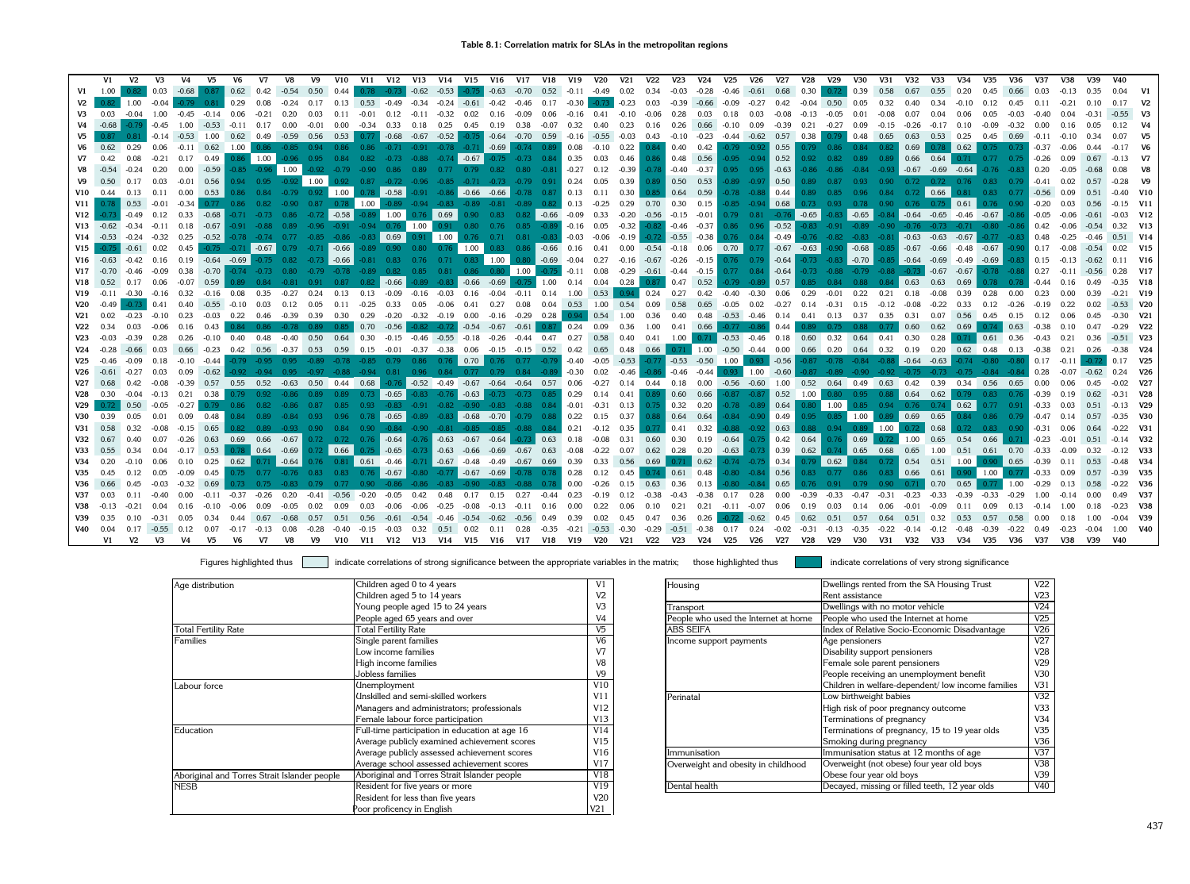**Table 8.1: Correlation matrix for SLAs in the metropolitan regions**

| | V1 | V2 | V3 | V4 | V5 | V6 | V7 | V8 | V9 | V10 | V11 | V12 | V13 | V14 | V15 | V16 | V17 | V18 | V19 | V20 | V21 | V22 | V23 | V24 | V25 | V26 | V27 | V28 | V29 | V30 | V31 | V32 | V33 | V34 | V35 | V36 | V37 | V38 | V39 | V40 |
|---|---|---|---|---|---|---|---|---|---|---|---|---|---|---|---|---|---|---|---|---|---|---|---|---|---|---|---|---|---|---|---|---|---|---|---|---|---|---|---|---|
| V1 | 1.00 | 0.82 | 0.03 | -0.68 | 0.87 | 0.62 | 0.42 | -0.54 | 0.50 | 0.44 | 0.78 | -0.73 | -0.62 | -0.53 | -0.75 | -0.63 | -0.70 | 0.52 | -0.11 | -0.49 | 0.02 | 0.34 | -0.03 | -0.28 | -0.46 | -0.61 | 0.68 | 0.30 | 0.72 | 0.39 | 0.58 | 0.67 | 0.55 | 0.20 | 0.45 | 0.66 | 0.03 | -0.13 | 0.35 | 0.04 |
| V2 | 0.82 | 1.00 | -0.04 | -0.79 | 0.81 | 0.29 | 0.08 | -0.24 | 0.17 | 0.13 | 0.53 | -0.49 | -0.34 | -0.24 | -0.61 | -0.42 | -0.46 | 0.17 | -0.30 | -0.73 | -0.23 | 0.03 | -0.39 | -0.66 | -0.09 | -0.27 | 0.42 | -0.04 | 0.50 | 0.05 | 0.32 | 0.40 | 0.34 | -0.10 | 0.12 | 0.45 | 0.11 | -0.21 | 0.10 | 0.17 |
| V3 | 0.03 | -0.04 | 1.00 | -0.45 | -0.14 | 0.06 | -0.21 | 0.20 | 0.03 | 0.11 | -0.01 | 0.12 | -0.11 | -0.32 | 0.02 | 0.16 | -0.09 | 0.06 | -0.16 | 0.41 | -0.10 | -0.06 | 0.28 | 0.03 | 0.18 | 0.03 | -0.08 | -0.13 | -0.05 | 0.01 | -0.08 | 0.07 | 0.04 | 0.06 | 0.05 | -0.03 | -0.40 | 0.04 | -0.31 | -0.55 |
| V4 | -0.68 | -0.79 | -0.45 | 1.00 | -0.53 | -0.11 | 0.17 | 0.00 | -0.01 | 0.00 | -0.34 | 0.33 | 0.18 | 0.25 | 0.45 | 0.19 | 0.38 | -0.07 | 0.32 | 0.40 | 0.23 | 0.16 | 0.26 | 0.66 | -0.10 | 0.09 | -0.39 | 0.21 | -0.27 | 0.09 | -0.15 | -0.26 | -0.17 | 0.10 | -0.09 | -0.32 | 0.00 | 0.16 | 0.05 | 0.12 |
| V5 | 0.87 | 0.81 | -0.14 | -0.53 | 1.00 | 0.62 | 0.49 | -0.59 | 0.56 | 0.53 | 0.77 | -0.68 | -0.67 | -0.52 | -0.75 | -0.64 | -0.70 | 0.59 | -0.16 | -0.55 | -0.03 | 0.43 | -0.10 | -0.23 | -0.44 | -0.62 | 0.57 | 0.38 | 0.79 | 0.48 | 0.65 | 0.63 | 0.53 | 0.25 | 0.45 | 0.69 | -0.11 | -0.10 | 0.34 | 0.07 |
| V6 | 0.62 | 0.29 | 0.06 | -0.11 | 0.62 | 1.00 | 0.86 | -0.85 | 0.94 | 0.86 | 0.86 | -0.71 | -0.91 | -0.78 | -0.71 | -0.69 | -0.74 | 0.89 | 0.08 | -0.10 | 0.22 | 0.84 | 0.40 | 0.42 | -0.79 | -0.92 | 0.55 | 0.79 | 0.86 | 0.84 | 0.82 | 0.69 | 0.78 | 0.62 | 0.75 | 0.73 | -0.37 | -0.06 | 0.44 | -0.17 |
| V7 | 0.42 | 0.08 | -0.21 | 0.17 | 0.49 | 0.86 | 1.00 | -0.96 | 0.95 | 0.84 | 0.82 | -0.73 | -0.88 | -0.74 | -0.67 | -0.75 | -0.73 | 0.84 | 0.35 | 0.03 | 0.46 | 0.86 | 0.48 | 0.56 | -0.95 | -0.94 | 0.52 | 0.92 | 0.82 | 0.89 | 0.89 | 0.66 | 0.64 | 0.71 | 0.77 | 0.75 | -0.26 | 0.09 | 0.67 | -0.13 |
| V8 | -0.54 | -0.24 | 0.20 | 0.00 | -0.59 | -0.85 | -0.96 | 1.00 | -0.92 | -0.79 | -0.90 | 0.86 | 0.89 | 0.77 | 0.79 | 0.82 | 0.80 | -0.81 | -0.27 | 0.12 | -0.39 | -0.78 | -0.40 | -0.37 | 0.95 | 0.95 | -0.63 | -0.86 | -0.86 | -0.84 | -0.93 | -0.67 | -0.69 | -0.64 | -0.76 | -0.83 | 0.20 | -0.05 | -0.68 | 0.08 |
| V9 | 0.50 | 0.17 | 0.03 | -0.01 | 0.56 | 0.94 | 0.95 | -0.92 | 1.00 | 0.92 | 0.87 | -0.72 | -0.96 | -0.85 | -0.71 | -0.73 | -0.79 | 0.91 | 0.24 | 0.05 | 0.39 | 0.89 | 0.50 | 0.53 | -0.89 | -0.97 | 0.50 | 0.89 | 0.87 | 0.93 | 0.90 | 0.72 | 0.72 | 0.76 | 0.83 | 0.79 | -0.41 | 0.02 | 0.57 | -0.28 |
| V10 | 0.44 | 0.13 | 0.11 | 0.00 | 0.53 | 0.86 | 0.84 | -0.79 | 0.92 | 1.00 | 0.78 | -0.58 | -0.91 | -0.86 | -0.66 | -0.66 | -0.78 | 0.87 | 0.13 | 0.11 | 0.30 | 0.85 | 0.64 | 0.59 | -0.78 | -0.88 | 0.44 | 0.89 | 0.85 | 0.96 | 0.84 | 0.72 | 0.66 | 0.81 | 0.83 | 0.77 | -0.56 | 0.09 | 0.51 | -0.40 |
| V11 | 0.78 | 0.53 | -0.01 | -0.34 | 0.77 | 0.86 | 0.82 | -0.90 | 0.87 | 0.78 | 1.00 | -0.89 | -0.94 | -0.83 | -0.89 | -0.81 | -0.89 | 0.82 | 0.13 | -0.25 | 0.29 | 0.70 | 0.30 | 0.15 | -0.85 | -0.94 | 0.68 | 0.73 | 0.93 | 0.78 | 0.90 | 0.76 | 0.75 | 0.61 | 0.76 | 0.90 | -0.20 | 0.03 | 0.56 | -0.15 |
| V12 | -0.73 | -0.49 | 0.12 | 0.33 | -0.68 | -0.71 | -0.73 | 0.86 | -0.72 | -0.58 | -0.89 | 1.00 | 0.76 | 0.69 | 0.90 | 0.83 | 0.82 | -0.66 | -0.09 | 0.33 | -0.20 | -0.56 | -0.15 | -0.01 | 0.79 | 0.81 | -0.76 | -0.65 | -0.83 | -0.65 | -0.84 | -0.64 | -0.65 | -0.46 | -0.67 | -0.86 | -0.05 | -0.06 | -0.61 | -0.03 |
| V13 | -0.62 | -0.34 | -0.11 | 0.18 | -0.67 | -0.91 | -0.88 | 0.89 | -0.96 | -0.91 | -0.94 | 0.76 | 1.00 | 0.91 | 0.80 | 0.76 | 0.85 | -0.89 | -0.16 | 0.05 | -0.32 | -0.82 | -0.46 | -0.37 | 0.86 | 0.96 | -0.52 | -0.83 | -0.91 | -0.89 | -0.90 | -0.76 | -0.73 | -0.71 | -0.80 | -0.86 | 0.42 | -0.06 | -0.54 | 0.32 |
| V14 | -0.53 | -0.24 | -0.32 | 0.25 | -0.52 | -0.78 | -0.74 | 0.77 | -0.85 | -0.86 | -0.83 | 0.69 | 0.91 | 1.00 | 0.76 | 0.71 | 0.81 | -0.83 | -0.03 | -0.06 | -0.19 | -0.72 | -0.55 | -0.38 | 0.76 | 0.84 | -0.49 | -0.76 | -0.82 | -0.83 | -0.81 | -0.63 | -0.63 | -0.67 | -0.77 | -0.83 | 0.48 | -0.25 | -0.46 | 0.51 |
| V15 | -0.75 | -0.61 | 0.02 | 0.45 | -0.75 | -0.71 | -0.67 | 0.79 | -0.71 | -0.66 | -0.89 | 0.90 | 0.80 | 0.76 | 1.00 | 0.83 | 0.86 | -0.66 | 0.16 | 0.41 | 0.00 | -0.54 | -0.18 | 0.06 | 0.70 | 0.77 | -0.67 | -0.63 | -0.90 | -0.68 | -0.85 | -0.67 | -0.66 | -0.48 | -0.67 | -0.90 | 0.17 | -0.08 | -0.54 | 0.02 |
| V16 | -0.63 | -0.42 | 0.16 | 0.19 | -0.64 | -0.69 | -0.75 | 0.82 | -0.73 | -0.66 | -0.81 | 0.83 | 0.76 | 0.71 | 0.83 | 1.00 | 0.80 | -0.69 | -0.04 | 0.27 | -0.16 | -0.67 | -0.26 | -0.15 | 0.76 | 0.79 | -0.64 | -0.73 | -0.83 | -0.70 | -0.85 | -0.64 | -0.69 | -0.49 | -0.69 | -0.83 | 0.15 | -0.13 | -0.62 | 0.11 |
| V17 | -0.70 | -0.46 | -0.09 | 0.38 | -0.70 | -0.74 | -0.73 | 0.80 | -0.79 | -0.78 | -0.89 | 0.82 | 0.85 | 0.81 | 0.86 | 0.80 | 1.00 | -0.75 | -0.11 | 0.08 | -0.29 | -0.61 | -0.44 | -0.15 | 0.77 | 0.84 | -0.64 | -0.73 | -0.88 | -0.79 | -0.88 | -0.73 | -0.67 | -0.67 | -0.78 | -0.88 | 0.27 | -0.11 | -0.56 | 0.28 |
| V18 | 0.52 | 0.17 | 0.06 | -0.07 | 0.59 | 0.89 | 0.84 | -0.81 | 0.91 | 0.87 | 0.82 | -0.66 | -0.89 | -0.83 | -0.66 | -0.69 | -0.75 | 1.00 | 0.14 | 0.04 | 0.28 | 0.87 | 0.47 | 0.52 | -0.79 | -0.89 | 0.57 | 0.85 | 0.84 | 0.88 | 0.84 | 0.63 | 0.63 | 0.69 | 0.78 | 0.78 | -0.44 | 0.16 | 0.49 | -0.35 |
| V19 | -0.11 | -0.30 | -0.16 | 0.32 | -0.16 | 0.08 | 0.35 | -0.27 | 0.24 | 0.13 | 0.13 | -0.09 | -0.16 | -0.03 | 0.16 | -0.04 | -0.11 | 0.14 | 1.00 | 0.53 | 0.94 | 0.24 | 0.27 | 0.42 | -0.40 | -0.30 | 0.06 | 0.29 | -0.01 | 0.22 | 0.21 | 0.18 | -0.08 | 0.39 | 0.28 | 0.00 | 0.23 | 0.00 | 0.39 | -0.21 |
| V20 | -0.49 | -0.73 | 0.41 | 0.40 | -0.55 | -0.10 | 0.03 | 0.12 | 0.05 | 0.11 | -0.25 | 0.33 | 0.05 | -0.06 | 0.41 | 0.27 | 0.08 | 0.04 | 0.53 | 1.00 | 0.54 | 0.09 | 0.58 | 0.65 | -0.05 | 0.02 | -0.27 | 0.14 | -0.31 | 0.15 | -0.12 | -0.08 | -0.22 | 0.33 | 0.12 | -0.26 | -0.19 | 0.22 | 0.02 | -0.53 |
| V21 | 0.02 | -0.23 | -0.10 | 0.23 | -0.03 | 0.22 | 0.46 | -0.39 | 0.39 | 0.30 | 0.29 | -0.20 | -0.32 | -0.19 | 0.00 | -0.16 | -0.29 | 0.28 | 0.94 | 0.54 | 1.00 | 0.36 | 0.40 | 0.48 | -0.53 | -0.46 | 0.14 | 0.41 | 0.13 | 0.37 | 0.35 | 0.31 | 0.07 | 0.56 | 0.45 | 0.15 | 0.12 | 0.06 | 0.45 | -0.30 |
| V22 | 0.34 | 0.03 | -0.06 | 0.16 | 0.43 | 0.84 | 0.86 | -0.78 | 0.89 | 0.85 | 0.70 | -0.56 | -0.82 | -0.72 | -0.54 | -0.67 | -0.61 | 0.87 | 0.24 | 0.09 | 0.36 | 1.00 | 0.41 | 0.66 | -0.77 | -0.86 | 0.44 | 0.89 | 0.75 | 0.88 | 0.77 | 0.60 | 0.62 | 0.69 | 0.74 | 0.63 | -0.38 | 0.10 | 0.47 | -0.29 |
| V23 | -0.03 | -0.39 | 0.28 | 0.26 | -0.10 | 0.40 | 0.48 | -0.40 | 0.50 | 0.64 | 0.30 | -0.15 | -0.46 | -0.55 | -0.18 | -0.26 | -0.44 | 0.47 | 0.27 | 0.58 | 0.40 | 0.41 | 1.00 | 0.71 | -0.53 | -0.46 | 0.18 | 0.60 | 0.32 | 0.64 | 0.41 | 0.30 | 0.28 | 0.71 | 0.61 | 0.36 | -0.43 | 0.21 | 0.36 | -0.51 |
| V24 | -0.28 | -0.66 | 0.03 | 0.66 | -0.23 | 0.42 | 0.56 | -0.37 | 0.53 | 0.59 | 0.15 | -0.01 | -0.37 | -0.38 | 0.06 | -0.15 | -0.15 | 0.52 | 0.42 | 0.65 | 0.48 | 0.66 | 0.71 | 1.00 | -0.50 | -0.44 | 0.00 | 0.66 | 0.20 | 0.64 | 0.32 | 0.19 | 0.20 | 0.62 | 0.48 | 0.13 | -0.38 | 0.21 | 0.26 | -0.38 |
| V25 | -0.46 | -0.09 | 0.18 | -0.10 | -0.44 | -0.79 | -0.95 | 0.95 | -0.89 | -0.78 | -0.85 | 0.79 | 0.86 | 0.76 | 0.70 | 0.76 | 0.77 | -0.79 | -0.40 | -0.05 | -0.53 | -0.77 | -0.53 | -0.50 | 1.00 | 0.93 | -0.56 | -0.87 | -0.78 | -0.84 | -0.88 | -0.64 | -0.63 | -0.74 | -0.80 | -0.80 | 0.17 | -0.11 | -0.72 | 0.17 |
| V26 | -0.61 | -0.27 | 0.03 | 0.09 | -0.62 | -0.92 | -0.94 | 0.95 | -0.97 | -0.88 | -0.94 | 0.81 | 0.96 | 0.84 | 0.77 | 0.79 | 0.84 | -0.89 | -0.30 | 0.02 | -0.46 | -0.86 | -0.46 | -0.44 | 0.93 | 1.00 | -0.60 | -0.87 | -0.89 | -0.90 | -0.92 | -0.75 | -0.73 | -0.75 | -0.84 | -0.84 | 0.28 | -0.07 | -0.62 | 0.24 |
| V27 | 0.68 | 0.42 | -0.08 | -0.39 | 0.57 | 0.55 | 0.52 | -0.63 | 0.50 | 0.44 | 0.68 | -0.76 | -0.52 | -0.49 | -0.67 | -0.64 | -0.64 | 0.57 | 0.06 | -0.27 | 0.14 | 0.44 | 0.18 | 0.00 | -0.56 | -0.60 | 1.00 | 0.52 | 0.64 | 0.49 | 0.63 | 0.42 | 0.39 | 0.34 | 0.56 | 0.65 | 0.00 | 0.06 | 0.45 | -0.02 |
| V28 | 0.30 | -0.04 | -0.13 | 0.21 | 0.38 | 0.79 | 0.92 | -0.86 | 0.89 | 0.89 | 0.73 | -0.65 | -0.83 | -0.76 | -0.63 | -0.73 | -0.73 | 0.85 | 0.29 | 0.14 | 0.41 | 0.89 | 0.60 | 0.66 | -0.87 | -0.87 | 0.52 | 1.00 | 0.80 | 0.95 | 0.88 | 0.64 | 0.62 | 0.79 | 0.83 | 0.76 | -0.39 | 0.19 | 0.62 | -0.31 |
| V29 | 0.72 | 0.50 | -0.05 | -0.27 | 0.79 | 0.86 | 0.82 | -0.86 | 0.87 | 0.85 | 0.93 | -0.83 | -0.91 | -0.82 | -0.90 | -0.83 | -0.88 | 0.84 | -0.01 | -0.31 | 0.13 | 0.75 | 0.32 | 0.20 | -0.78 | -0.89 | 0.64 | 0.80 | 1.00 | 0.85 | 0.94 | 0.76 | 0.74 | 0.62 | 0.77 | 0.91 | -0.33 | 0.03 | 0.51 | -0.13 |
| V30 | 0.39 | 0.05 | 0.01 | 0.09 | 0.48 | 0.84 | 0.89 | -0.84 | 0.93 | 0.96 | 0.78 | -0.65 | -0.89 | -0.83 | -0.68 | -0.70 | -0.79 | 0.88 | 0.22 | 0.15 | 0.37 | 0.88 | 0.64 | 0.64 | -0.84 | -0.90 | 0.49 | 0.95 | 0.85 | 1.00 | 0.89 | 0.69 | 0.65 | 0.84 | 0.86 | 0.79 | -0.47 | 0.14 | 0.57 | -0.35 |
| V31 | 0.58 | 0.32 | -0.08 | -0.15 | 0.65 | 0.82 | 0.89 | -0.93 | 0.90 | 0.84 | 0.90 | -0.84 | -0.90 | -0.81 | -0.85 | -0.85 | -0.88 | 0.84 | 0.21 | -0.12 | 0.35 | 0.77 | 0.41 | 0.32 | -0.88 | -0.92 | 0.63 | 0.88 | 0.94 | 0.89 | 1.00 | 0.72 | 0.68 | 0.72 | 0.83 | 0.90 | -0.31 | 0.06 | 0.64 | -0.22 |
| V32 | 0.67 | 0.40 | 0.07 | -0.26 | 0.63 | 0.69 | 0.66 | -0.67 | 0.72 | 0.72 | 0.76 | -0.64 | -0.76 | -0.63 | -0.67 | -0.64 | -0.73 | 0.63 | 0.18 | -0.08 | 0.31 | 0.60 | 0.30 | 0.19 | -0.64 | -0.75 | 0.42 | 0.64 | 0.76 | 0.69 | 0.72 | 1.00 | 0.65 | 0.54 | 0.66 | 0.71 | -0.23 | -0.01 | 0.51 | -0.14 |
| V33 | 0.55 | 0.34 | 0.04 | -0.17 | 0.53 | 0.78 | 0.64 | -0.69 | 0.72 | 0.66 | 0.75 | -0.65 | -0.73 | -0.63 | -0.66 | -0.69 | -0.67 | 0.63 | -0.08 | -0.22 | 0.07 | 0.62 | 0.28 | 0.20 | -0.63 | -0.73 | 0.39 | 0.62 | 0.74 | 0.65 | 0.68 | 0.65 | 1.00 | 0.51 | 0.61 | 0.70 | -0.33 | -0.09 | 0.32 | -0.12 |
| V34 | 0.20 | -0.10 | 0.06 | 0.10 | 0.25 | 0.62 | 0.71 | -0.64 | 0.76 | 0.81 | 0.61 | -0.46 | -0.71 | -0.67 | -0.48 | -0.49 | -0.67 | 0.69 | 0.39 | 0.33 | 0.56 | 0.69 | 0.71 | 0.62 | -0.74 | -0.75 | 0.34 | 0.79 | 0.62 | 0.84 | 0.72 | 0.54 | 0.51 | 1.00 | 0.90 | 0.65 | -0.39 | 0.11 | 0.53 | -0.48 |
| V35 | 0.45 | 0.12 | 0.05 | -0.09 | 0.45 | 0.75 | 0.77 | -0.76 | 0.83 | 0.83 | 0.76 | -0.67 | -0.80 | -0.77 | -0.67 | -0.69 | -0.78 | 0.78 | 0.28 | 0.12 | 0.45 | 0.74 | 0.61 | 0.48 | -0.80 | -0.84 | 0.56 | 0.83 | 0.77 | 0.86 | 0.83 | 0.66 | 0.61 | 0.90 | 1.00 | 0.77 | -0.33 | 0.09 | 0.57 | -0.39 |
| V36 | 0.66 | 0.45 | -0.03 | -0.32 | 0.69 | 0.73 | 0.75 | -0.83 | 0.79 | 0.77 | 0.90 | -0.86 | -0.86 | -0.83 | -0.90 | -0.83 | -0.88 | 0.78 | 0.00 | -0.26 | 0.15 | 0.63 | 0.36 | 0.13 | -0.80 | -0.84 | 0.65 | 0.76 | 0.91 | 0.79 | 0.90 | 0.71 | 0.70 | 0.65 | 0.77 | 1.00 | -0.29 | 0.13 | 0.58 | -0.22 |
| V37 | 0.03 | 0.11 | -0.40 | 0.00 | -0.11 | -0.37 | -0.26 | 0.20 | -0.41 | -0.56 | -0.20 | -0.05 | 0.42 | 0.48 | 0.17 | 0.15 | 0.27 | -0.44 | 0.23 | -0.19 | 0.12 | -0.38 | -0.43 | -0.38 | 0.17 | 0.28 | 0.00 | -0.39 | -0.33 | -0.47 | -0.31 | -0.23 | -0.33 | -0.39 | -0.33 | -0.29 | 1.00 | -0.14 | 0.00 | 0.49 |
| V38 | -0.13 | -0.21 | 0.04 | 0.16 | -0.10 | -0.06 | 0.09 | -0.05 | 0.02 | 0.09 | 0.03 | -0.06 | -0.06 | -0.25 | -0.08 | -0.13 | -0.11 | 0.16 | 0.00 | 0.22 | 0.06 | 0.10 | 0.21 | 0.21 | -0.11 | -0.07 | 0.06 | 0.19 | 0.03 | 0.14 | 0.06 | -0.01 | -0.09 | 0.11 | 0.09 | 0.13 | -0.14 | 1.00 | 0.18 | -0.23 |
| V39 | 0.35 | 0.10 | -0.31 | 0.05 | 0.34 | 0.44 | 0.67 | -0.68 | 0.57 | 0.51 | 0.56 | -0.61 | -0.54 | -0.46 | -0.54 | -0.62 | -0.56 | 0.49 | 0.39 | 0.02 | 0.45 | 0.47 | 0.36 | 0.26 | -0.72 | -0.62 | 0.45 | 0.62 | 0.51 | 0.57 | 0.64 | 0.51 | 0.32 | 0.53 | 0.57 | 0.58 | 0.00 | 0.18 | 1.00 | -0.04 |
| V40 | 0.04 | 0.17 | -0.55 | 0.12 | 0.07 | -0.17 | -0.13 | 0.08 | -0.28 | -0.40 | -0.15 | -0.03 | 0.32 | 0.51 | 0.02 | 0.11 | 0.28 | -0.35 | -0.21 | -0.53 | -0.30 | -0.29 | -0.51 | -0.38 | 0.17 | 0.24 | -0.02 | -0.31 | -0.13 | -0.35 | -0.22 | -0.14 | -0.12 | -0.48 | -0.39 | -0.22 | 0.49 | -0.23 | -0.04 | 1.00 |

Figures highlighted thus [light shading] indicate correlations of strong significance between the appropriate variables in the matrix; those highlighted thus [dark shading] indicate correlations of very strong significance

| Category | Variable | |
|---|---|---|
| Age distribution | Children aged 0 to 4 years | V1 |
| | Children aged 5 to 14 years | V2 |
| | Young people aged 15 to 24 years | V3 |
| | People aged 65 years and over | V4 |
| Total Fertility Rate | Total Fertility Rate | V5 |
| Families | Single parent families | V6 |
| | Low income families | V7 |
| | High income families | V8 |
| | Jobless families | V9 |
| Labour force | Unemployment | V10 |
| | Unskilled and semi-skilled workers | V11 |
| | Managers and administrators; professionals | V12 |
| | Female labour force participation | V13 |
| Education | Full-time participation in education at age 16 | V14 |
| | Average publicly examined achievement scores | V15 |
| | Average publicly assessed achievement scores | V16 |
| | Average school assessed achievement scores | V17 |
| Aboriginal and Torres Strait Islander people | Aboriginal and Torres Strait Islander people | V18 |
| NESB | Resident for five years or more | V19 |
| | Resident for less than five years | V20 |
| | Poor proficency in English | V21 |

| Category | Variable | |
|---|---|---|
| Housing | Dwellings rented from the SA Housing Trust | V22 |
| | Rent assistance | V23 |
| Transport | Dwellings with no motor vehicle | V24 |
| People who used the Internet at home | People who used the Internet at home | V25 |
| ABS SEIFA | Index of Relative Socio-Economic Disadvantage | V26 |
| Income support payments | Age pensioners | V27 |
| | Disability support pensioners | V28 |
| | Female sole parent pensioners | V29 |
| | People receiving an unemployment benefit | V30 |
| | Children in welfare-dependent/ low income families | V31 |
| Perinatal | Low birthweight babies | V32 |
| | High risk of poor pregnancy outcome | V33 |
| | Terminations of pregnancy | V34 |
| | Terminations of pregnancy, 15 to 19 year olds | V35 |
| | Smoking during pregnancy | V36 |
| Immunisation | Immunisation status at 12 months of age | V37 |
| Overweight and obesity in childhood | Overweight (not obese) four year old boys | V38 |
| | Obese four year old boys | V39 |
| Dental health | Decayed, missing or filled teeth, 12 year olds | V40 |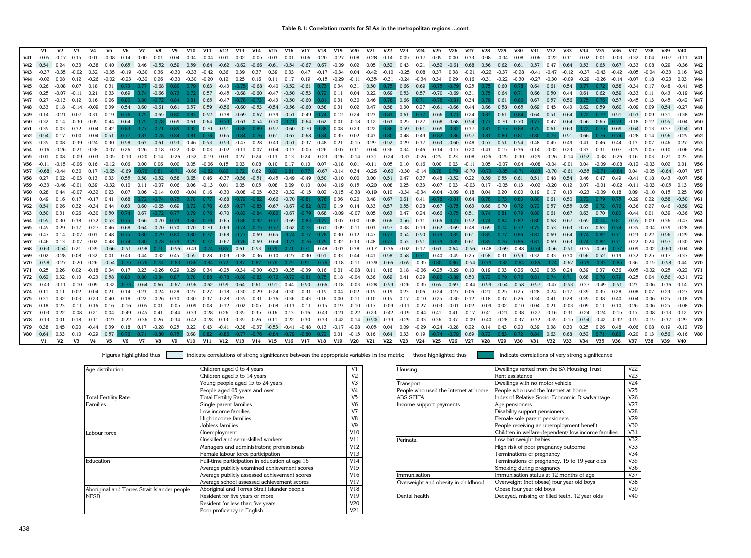**Table 8.1: Correlation matrix for SLAs in the metropolitan regions …cont**

| | V1 | V2 | V3 | V4 | V5 | V6 | V7 | V8 | V9 | V10 | V11 | V12 | V13 | V14 | V15 | V16 | V17 | V18 | V19 | V20 | V21 | V22 | V23 | V24 | V25 | V26 | V27 | V28 | V29 | V30 | V31 | V32 | V33 | V34 | V35 | V36 | V37 | V38 | V39 | V40 | |
|---|---|---|---|---|---|---|---|---|---|---|---|---|---|---|---|---|---|---|---|---|---|---|---|---|---|---|---|---|---|---|---|---|---|---|---|---|---|---|---|---|---|
| V41 | -0.05 | -0.17 | 0.15 | 0.01 | -0.08 | 0.14 | 0.00 | 0.01 | 0.04 | 0.04 | -0.04 | 0.01 | 0.02 | -0.05 | 0.03 | 0.01 | 0.06 | 0.20 | -0.27 | 0.08 | -0.28 | 0.14 | 0.05 | 0.17 | 0.05 | 0.00 | 0.33 | 0.08 | -0.04 | 0.08 | -0.06 | -0.22 | 0.11 | -0.02 | 0.01 | -0.03 | -0.32 | 0.04 | -0.07 | -0.11 | V41 |
| V42 | 0.54 | 0.24 | 0.33 | -0.38 | 0.40 | 0.65 | 0.46 | -0.52 | 0.59 | 0.59 | 0.64 | -0.62 | -0.62 | -0.66 | -0.61 | -0.54 | -0.67 | 0.67 | -0.09 | 0.02 | 0.05 | 0.52 | 0.43 | 0.21 | -0.52 | -0.61 | 0.68 | 0.56 | 0.62 | 0.61 | 0.57 | 0.47 | 0.64 | 0.53 | 0.65 | 0.67 | -0.33 | 0.08 | 0.29 | -0.36 | V42 |
| V43 | -0.37 | -0.35 | -0.02 | 0.32 | -0.35 | -0.19 | -0.30 | 0.36 | -0.30 | -0.33 | -0.42 | 0.36 | 0.39 | 0.37 | 0.39 | 0.33 | 0.47 | -0.17 | -0.34 | 0.04 | -0.42 | -0.10 | -0.25 | 0.08 | 0.37 | 0.38 | -0.21 | -0.22 | -0.37 | -0.28 | -0.41 | -0.47 | -0.12 | -0.37 | -0.43 | -0.42 | -0.05 | -0.04 | -0.33 | 0.16 | V43 |
| V44 | -0.02 | 0.08 | 0.12 | -0.26 | -0.02 | -0.23 | -0.32 | 0.26 | -0.30 | -0.30 | -0.20 | 0.12 | 0.25 | 0.16 | 0.11 | 0.17 | 0.19 | -0.15 | -0.29 | -0.11 | -0.35 | -0.31 | -0.24 | -0.34 | 0.34 | 0.29 | 0.16 | -0.31 | -0.22 | -0.30 | -0.27 | -0.30 | -0.09 | -0.29 | -0.26 | -0.14 | -0.07 | 0.18 | -0.23 | 0.03 | V44 |
| V45 | 0.26 | -0.08 | 0.07 | 0.18 | 0.31 | 0.73 | 0.77 | -0.68 | 0.80 | 0.79 | 0.63 | -0.43 | -0.75 | -0.68 | -0.40 | -0.52 | -0.61 | 0.73 | 0.34 | 0.31 | 0.50 | 0.75 | 0.66 | 0.69 | -0.75 | -0.79 | 0.25 | 0.75 | 0.60 | 0.78 | 0.64 | 0.61 | 0.54 | 0.77 | 0.72 | 0.58 | -0.34 | 0.17 | 0.48 | -0.41 | V45 |
| V46 | 0.25 | -0.07 | -0.11 | 0.21 | 0.33 | 0.69 | 0.74 | -0.66 | 0.73 | 0.72 | 0.57 | -0.45 | -0.68 | -0.60 | -0.47 | -0.50 | -0.53 | 0.72 | 0.11 | 0.04 | 0.22 | 0.69 | 0.53 | 0.57 | -0.70 | -0.69 | 0.31 | 0.75 | 0.64 | 0.71 | 0.66 | 0.50 | 0.44 | 0.61 | 0.62 | 0.59 | -0.33 | 0.11 | 0.43 | -0.19 | V46 |
| V47 | 0.27 | -0.13 | 0.12 | 0.16 | 0.26 | 0.80 | 0.80 | -0.72 | 0.84 | 0.81 | 0.65 | -0.47 | -0.78 | -0.73 | -0.43 | -0.50 | -0.60 | 0.81 | 0.31 | 0.30 | 0.46 | 0.78 | 0.66 | 0.71 | -0.78 | -0.81 | 0.34 | 0.79 | 0.61 | 0.80 | 0.67 | 0.57 | 0.56 | 0.75 | 0.76 | 0.57 | -0.45 | 0.13 | 0.45 | -0.42 | V47 |
| V48 | 0.33 | 0.18 | -0.14 | -0.09 | 0.39 | 0.54 | 0.60 | -0.61 | 0.61 | 0.57 | 0.59 | -0.56 | -0.60 | -0.53 | -0.54 | -0.56 | -0.60 | 0.58 | 0.31 | 0.02 | 0.47 | 0.58 | 0.30 | 0.27 | -0.61 | -0.66 | 0.44 | 0.66 | 0.58 | 0.65 | 0.69 | 0.45 | 0.43 | 0.62 | 0.59 | 0.60 | -0.09 | 0.09 | 0.54 | -0.27 | V48 |
| V49 | 0.14 | -0.21 | 0.07 | 0.31 | 0.19 | 0.76 | 0.75 | -0.65 | 0.80 | 0.83 | 0.52 | -0.38 | -0.69 | -0.67 | -0.39 | -0.51 | -0.49 | 0.74 | 0.12 | 0.24 | 0.23 | 0.83 | 0.61 | 0.77 | -0.66 | -0.71 | 0.24 | 0.83 | 0.61 | 0.84 | 0.64 | 0.51 | 0.64 | 0.72 | 0.72 | 0.51 | -0.53 | 0.09 | 0.31 | -0.38 | V49 |
| V50 | 0.32 | 0.14 | -0.30 | 0.05 | 0.44 | 0.64 | 0.75 | -0.78 | 0.69 | 0.61 | 0.64 | -0.73 | -0.63 | -0.54 | -0.70 | -0.71 | -0.64 | 0.62 | 0.01 | -0.18 | 0.12 | 0.63 | 0.25 | 0.27 | -0.68 | -0.68 | 0.54 | 0.77 | 0.70 | 0.70 | 0.77 | 0.47 | 0.64 | 0.56 | 0.65 | 0.73 | -0.18 | 0.12 | 0.55 | -0.04 | V50 |
| V51 | 0.35 | 0.03 | 0.32 | -0.04 | 0.42 | 0.83 | 0.77 | -0.71 | 0.89 | 0.92 | 0.70 | -0.51 | -0.88 | -0.89 | -0.57 | -0.60 | -0.70 | 0.88 | 0.08 | 0.23 | 0.22 | 0.86 | 0.59 | 0.61 | -0.69 | -0.82 | 0.37 | 0.83 | 0.75 | 0.88 | 0.75 | 0.61 | 0.63 | 0.72 | 0.75 | 0.69 | -0.64 | 0.13 | 0.37 | -0.54 | V51 |
| V52 | 0.54 | 0.17 | 0.00 | -0.04 | 0.51 | 0.77 | 0.83 | -0.78 | 0.84 | 0.81 | 0.78 | -0.65 | -0.84 | -0.76 | -0.61 | -0.67 | -0.68 | 0.84 | 0.35 | 0.02 | 0.43 | 0.80 | 0.48 | 0.49 | -0.82 | -0.86 | 0.57 | 0.81 | 0.80 | 0.81 | 0.80 | 0.73 | 0.51 | 0.66 | 0.76 | 0.74 | -0.28 | 0.14 | 0.56 | -0.25 | V52 |
| V53 | 0.35 | 0.08 | -0.39 | 0.24 | 0.30 | 0.58 | 0.63 | -0.61 | 0.53 | 0.46 | 0.53 | -0.53 | -0.47 | -0.28 | -0.43 | -0.51 | -0.37 | 0.48 | 0.21 | -0.15 | 0.29 | 0.52 | 0.29 | 0.37 | -0.63 | -0.60 | 0.48 | 0.57 | 0.51 | 0.54 | 0.48 | 0.45 | 0.49 | 0.41 | 0.46 | 0.44 | 0.13 | 0.07 | 0.46 | 0.27 | V53 |
| V54 | -0.16 | -0.26 | -0.21 | 0.38 | -0.07 | 0.26 | 0.26 | -0.18 | 0.22 | 0.32 | 0.03 | -0.02 | -0.11 | -0.07 | -0.04 | -0.13 | -0.05 | 0.26 | -0.07 | 0.11 | -0.04 | 0.36 | 0.34 | 0.46 | -0.14 | -0.17 | 0.20 | 0.41 | 0.15 | 0.36 | 0.14 | -0.02 | 0.23 | 0.33 | 0.31 | 0.07 | -0.25 | 0.05 | 0.10 | -0.06 | V54 |
| V55 | 0.01 | 0.08 | -0.09 | -0.03 | -0.05 | -0.10 | -0.20 | 0.14 | -0.26 | -0.32 | -0.19 | 0.03 | 0.27 | 0.24 | 0.13 | 0.13 | 0.24 | -0.23 | -0.26 | -0.14 | -0.31 | -0.24 | -0.33 | -0.26 | 0.25 | 0.23 | 0.08 | -0.26 | -0.25 | -0.30 | -0.29 | -0.26 | -0.14 | -0.52 | -0.38 | -0.26 | 0.16 | 0.03 | -0.21 | 0.23 | V55 |
| V56 | -0.11 | -0.15 | -0.06 | 0.16 | -0.12 | 0.06 | 0.00 | 0.06 | 0.00 | 0.05 | -0.06 | 0.15 | 0.03 | 0.08 | 0.10 | 0.17 | 0.10 | 0.07 | -0.18 | 0.01 | -0.11 | 0.05 | 0.10 | 0.16 | 0.00 | 0.03 | -0.11 | 0.05 | -0.07 | 0.04 | -0.08 | -0.04 | -0.01 | 0.04 | -0.09 | -0.08 | -0.12 | -0.03 | 0.02 | 0.01 | V56 |
| V57 | -0.68 | -0.44 | 0.30 | 0.17 | -0.65 | -0.69 | -0.76 | 0.81 | -0.71 | -0.66 | -0.82 | 0.82 | 0.72 | 0.62 | 0.82 | 0.81 | 0.77 | -0.67 | -0.14 | 0.34 | -0.26 | -0.60 | -0.30 | -0.14 | 0.78 | 0.79 | -0.70 | -0.73 | -0.85 | -0.71 | -0.83 | -0.70 | -0.61 | -0.55 | -0.71 | -0.84 | 0.04 | -0.05 | -0.64 | -0.07 | V57 |
| V58 | 0.27 | 0.02 | -0.03 | 0.13 | 0.33 | 0.55 | 0.58 | -0.52 | 0.58 | 0.65 | 0.46 | -0.37 | -0.56 | -0.51 | -0.45 | -0.49 | -0.49 | 0.50 | -0.10 | 0.00 | 0.00 | 0.51 | 0.47 | 0.37 | -0.48 | -0.52 | 0.22 | 0.59 | 0.55 | 0.61 | 0.51 | 0.48 | 0.54 | 0.46 | 0.47 | 0.49 | -0.41 | 0.18 | 0.43 | -0.07 | V58 |
| V59 | -0.33 | -0.46 | -0.01 | 0.39 | -0.32 | 0.10 | 0.11 | -0.07 | 0.06 | 0.06 | -0.13 | 0.01 | 0.05 | 0.05 | 0.08 | 0.09 | 0.10 | 0.04 | -0.19 | 0.15 | -0.20 | 0.08 | 0.25 | 0.33 | -0.07 | 0.03 | -0.03 | 0.17 | -0.05 | 0.13 | -0.02 | -0.20 | 0.12 | 0.07 | -0.01 | -0.02 | -0.11 | -0.03 | -0.05 | 0.13 | V59 |
| V60 | 0.28 | 0.44 | -0.07 | -0.32 | 0.23 | 0.07 | 0.06 | -0.14 | 0.03 | -0.04 | 0.16 | -0.30 | -0.08 | -0.05 | -0.32 | -0.32 | -0.15 | 0.02 | -0.15 | -0.38 | -0.19 | 0.10 | -0.34 | -0.34 | -0.04 | -0.09 | 0.18 | 0.04 | 0.20 | 0.00 | 0.19 | 0.17 | 0.13 | -0.23 | -0.09 | 0.18 | 0.09 | -0.10 | 0.15 | 0.25 | V60 |
| V61 | 0.49 | 0.16 | 0.17 | -0.17 | 0.41 | 0.68 | 0.72 | -0.74 | 0.75 | 0.78 | 0.77 | -0.68 | -0.79 | -0.82 | -0.66 | -0.70 | -0.81 | 0.76 | 0.36 | 0.20 | 0.48 | 0.67 | 0.61 | 0.41 | -0.78 | -0.81 | 0.64 | 0.78 | 0.73 | 0.80 | 0.80 | 0.61 | 0.50 | 0.72 | 0.79 | 0.75 | -0.29 | 0.22 | 0.58 | -0.50 | V61 |
| V62 | 0.54 | 0.26 | 0.32 | -0.34 | 0.44 | 0.63 | 0.60 | -0.65 | 0.69 | 0.72 | 0.76 | -0.65 | -0.77 | -0.85 | -0.67 | -0.67 | -0.82 | 0.72 | 0.19 | 0.14 | 0.33 | 0.57 | 0.55 | 0.28 | -0.67 | -0.75 | 0.63 | 0.66 | 0.70 | 0.72 | 0.72 | 0.57 | 0.55 | 0.65 | 0.72 | 0.76 | -0.36 | 0.27 | 0.46 | -0.59 | V62 |
| V63 | 0.50 | 0.31 | 0.26 | -0.30 | 0.50 | 0.74 | 0.67 | -0.72 | 0.77 | 0.79 | 0.76 | -0.70 | -0.82 | -0.84 | -0.80 | -0.67 | -0.79 | 0.68 | -0.09 | -0.07 | 0.05 | 0.63 | 0.47 | 0.24 | -0.66 | -0.75 | 0.51 | 0.74 | 0.81 | 0.79 | 0.80 | 0.61 | 0.67 | 0.63 | 0.70 | 0.80 | -0.44 | 0.01 | 0.39 | -0.36 | V63 |
| V64 | 0.55 | 0.30 | 0.38 | -0.32 | 0.53 | 0.75 | 0.66 | -0.70 | 0.79 | 0.86 | 0.79 | -0.65 | -0.86 | -0.92 | -0.77 | -0.69 | -0.83 | 0.75 | -0.07 | 0.00 | 0.08 | 0.66 | 0.56 | 0.31 | -0.66 | -0.77 | 0.52 | 0.74 | 0.84 | 0.82 | 0.80 | 0.68 | 0.67 | 0.65 | 0.74 | 0.81 | -0.55 | 0.09 | 0.36 | -0.47 | V64 |
| V65 | 0.45 | 0.29 | 0.17 | -0.27 | 0.46 | 0.68 | 0.64 | -0.70 | 0.70 | 0.70 | 0.70 | -0.69 | -0.74 | -0.75 | -0.77 | -0.62 | -0.73 | 0.61 | -0.09 | -0.11 | 0.03 | 0.57 | 0.38 | 0.19 | -0.62 | -0.69 | 0.48 | 0.69 | 0.74 | 0.72 | 0.75 | 0.53 | 0.63 | 0.57 | 0.63 | 0.74 | -0.35 | -0.04 | 0.39 | -0.28 | V65 |
| V66 | 0.47 | 0.14 | -0.07 | 0.01 | 0.48 | 0.75 | 0.80 | -0.79 | 0.80 | 0.80 | 0.77 | -0.68 | -0.77 | -0.69 | -0.65 | -0.74 | -0.77 | 0.78 | 0.30 | 0.12 | 0.47 | 0.77 | 0.54 | 0.50 | -0.79 | -0.85 | 0.61 | 0.85 | 0.77 | 0.86 | 0.81 | 0.69 | 0.64 | 0.74 | 0.82 | 0.71 | -0.23 | 0.22 | 0.56 | -0.29 | V66 |
| V67 | 0.46 | 0.13 | -0.07 | 0.02 | 0.48 | 0.74 | 0.80 | -0.78 | 0.79 | 0.79 | 0.77 | -0.67 | -0.76 | -0.69 | -0.64 | -0.73 | -0.76 | 0.79 | 0.32 | 0.13 | 0.48 | 0.77 | 0.53 | 0.51 | -0.79 | -0.85 | 0.61 | 0.85 | 0.76 | 0.86 | 0.81 | 0.69 | 0.63 | 0.74 | 0.82 | 0.71 | -0.22 | 0.24 | 0.57 | -0.30 | V67 |
| V68 | -0.63 | -0.54 | 0.21 | 0.39 | -0.66 | -0.51 | -0.58 | 0.71 | -0.56 | -0.43 | -0.74 | 0.85 | 0.61 | 0.53 | 0.79 | 0.71 | 0.71 | -0.48 | -0.03 | 0.38 | -0.17 | -0.36 | -0.02 | 0.17 | 0.63 | 0.64 | -0.56 | -0.48 | -0.69 | -0.48 | -0.74 | -0.56 | -0.51 | -0.35 | -0.50 | -0.77 | -0.09 | -0.02 | -0.60 | -0.04 | V68 |
| V69 | 0.02 | -0.28 | 0.08 | 0.32 | 0.01 | 0.43 | 0.44 | -0.32 | 0.45 | 0.55 | 0.28 | -0.09 | -0.38 | -0.36 | -0.10 | -0.27 | -0.30 | 0.51 | 0.33 | 0.44 | 0.41 | 0.58 | 0.58 | 0.71 | -0.40 | -0.45 | 0.25 | 0.58 | 0.31 | 0.59 | 0.32 | 0.33 | 0.30 | 0.56 | 0.52 | 0.19 | -0.32 | 0.25 | 0.17 | -0.37 | V69 |
| V70 | -0.58 | -0.27 | -0.20 | 0.26 | -0.54 | -0.75 | -0.76 | 0.78 | -0.83 | -0.86 | -0.84 | 0.72 | 0.87 | 0.87 | 0.76 | 0.75 | 0.91 | -0.76 | -0.18 | -0.11 | -0.39 | -0.66 | -0.65 | -0.35 | 0.80 | 0.86 | -0.54 | -0.79 | -0.82 | -0.84 | -0.86 | -0.74 | -0.67 | -0.79 | -0.83 | -0.85 | 0.36 | -0.15 | -0.58 | 0.44 | V70 |
| V71 | 0.25 | 0.26 | 0.02 | -0.18 | 0.34 | 0.17 | 0.23 | -0.26 | 0.29 | 0.29 | 0.34 | -0.25 | -0.34 | -0.30 | -0.33 | -0.35 | -0.39 | 0.16 | 0.01 | -0.08 | 0.11 | 0.16 | 0.18 | -0.06 | -0.25 | -0.29 | 0.10 | 0.19 | 0.33 | 0.26 | 0.32 | 0.35 | 0.24 | 0.39 | 0.37 | 0.36 | -0.05 | -0.02 | 0.25 | -0.22 | V71 |
| V72 | 0.62 | 0.32 | 0.10 | -0.23 | 0.58 | 0.83 | 0.80 | -0.84 | 0.87 | 0.78 | 0.88 | -0.78 | -0.89 | -0.83 | -0.76 | -0.72 | -0.81 | 0.75 | 0.18 | -0.04 | 0.36 | 0.69 | 0.41 | 0.29 | -0.82 | -0.89 | 0.50 | 0.72 | 0.79 | 0.76 | 0.81 | 0.74 | 0.71 | 0.68 | 0.78 | 0.79 | -0.25 | 0.04 | 0.56 | -0.31 | V72 |
| V73 | -0.43 | -0.11 | -0.10 | 0.09 | -0.32 | -0.73 | -0.64 | 0.66 | -0.67 | -0.56 | -0.62 | 0.59 | 0.64 | 0.61 | 0.51 | 0.44 | 0.50 | -0.66 | -0.18 | -0.03 | -0.28 | -0.59 | -0.26 | -0.35 | 0.65 | 0.69 | -0.44 | -0.59 | -0.54 | -0.58 | -0.57 | -0.47 | -0.53 | -0.37 | -0.49 | -0.51 | 0.23 | -0.06 | -0.36 | 0.14 | V73 |
| V74 | 0.11 | 0.11 | 0.02 | -0.04 | 0.21 | 0.14 | 0.23 | -0.24 | 0.28 | 0.27 | 0.27 | -0.18 | -0.30 | -0.29 | -0.24 | -0.30 | -0.31 | 0.15 | 0.04 | 0.02 | 0.15 | 0.19 | 0.23 | 0.06 | -0.24 | -0.27 | 0.06 | 0.21 | 0.25 | 0.25 | 0.28 | 0.24 | 0.17 | 0.39 | 0.35 | 0.28 | -0.08 | 0.07 | 0.23 | -0.27 | V74 |
| V75 | 0.31 | 0.32 | 0.03 | -0.23 | 0.40 | 0.18 | 0.22 | -0.26 | 0.30 | 0.30 | 0.37 | -0.28 | -0.35 | -0.31 | -0.36 | -0.36 | -0.43 | 0.16 | 0.00 | -0.11 | 0.10 | 0.15 | 0.17 | -0.10 | -0.25 | -0.30 | 0.12 | 0.18 | 0.37 | 0.26 | 0.34 | 0.41 | 0.28 | 0.39 | 0.38 | 0.40 | -0.04 | -0.06 | 0.25 | -0.18 | V75 |
| V76 | 0.18 | 0.23 | -0.11 | -0.16 | 0.16 | -0.16 | -0.05 | 0.01 | -0.05 | -0.09 | 0.08 | -0.12 | -0.02 | 0.05 | -0.08 | -0.13 | -0.11 | -0.15 | 0.19 | -0.10 | 0.17 | -0.09 | -0.11 | -0.27 | -0.03 | -0.01 | 0.02 | -0.09 | 0.02 | -0.10 | 0.04 | 0.21 | -0.03 | 0.09 | 0.11 | 0.10 | 0.26 | -0.06 | 0.25 | -0.08 | V76 |
| V77 | -0.03 | 0.22 | -0.08 | -0.21 | 0.04 | -0.49 | -0.45 | 0.41 | -0.44 | -0.33 | -0.28 | 0.26 | 0.35 | 0.35 | 0.16 | 0.13 | 0.16 | -0.43 | -0.21 | -0.22 | -0.23 | -0.42 | -0.19 | -0.44 | 0.41 | 0.41 | -0.17 | -0.41 | -0.21 | -0.38 | -0.27 | -0.16 | -0.31 | -0.24 | -0.24 | -0.15 | 0.17 | -0.08 | -0.13 | 0.12 | V77 |
| V78 | -0.13 | 0.01 | 0.18 | -0.11 | -0.23 | -0.22 | -0.36 | 0.26 | -0.34 | -0.42 | -0.28 | 0.13 | 0.35 | 0.26 | 0.11 | 0.22 | 0.30 | -0.33 | -0.42 | -0.14 | -0.50 | -0.39 | -0.29 | -0.33 | 0.36 | 0.37 | -0.09 | -0.40 | -0.28 | -0.37 | -0.32 | -0.35 | -0.15 | -0.54 | -0.42 | -0.32 | 0.15 | -0.15 | -0.37 | 0.29 | V78 |
| V79 | 0.38 | 0.45 | 0.20 | -0.44 | 0.39 | 0.18 | 0.17 | -0.28 | 0.25 | 0.22 | 0.43 | -0.41 | -0.38 | -0.37 | -0.53 | -0.41 | -0.48 | 0.13 | -0.17 | -0.28 | -0.05 | 0.04 | 0.09 | -0.29 | -0.24 | -0.28 | 0.22 | 0.14 | 0.43 | 0.20 | 0.39 | 0.38 | 0.30 | 0.25 | 0.26 | 0.48 | -0.06 | 0.08 | 0.19 | -0.12 | V79 |
| V80 | 0.64 | 0.33 | 0.10 | -0.29 | 0.57 | 0.76 | 0.71 | -0.80 | 0.75 | 0.68 | 0.82 | -0.86 | -0.77 | -0.76 | -0.84 | -0.79 | -0.80 | 0.72 | 0.01 | -0.15 | 0.16 | 0.64 | 0.33 | 0.19 | -0.74 | -0.79 | 0.69 | 0.72 | 0.83 | 0.72 | 0.84 | 0.63 | 0.68 | 0.52 | 0.71 | 0.80 | -0.20 | 0.13 | 0.56 | -0.16 | V80 |
| | V1 | V2 | V3 | V4 | V5 | V6 | V7 | V8 | V9 | V10 | V11 | V12 | V13 | V14 | V15 | V16 | V17 | V18 | V19 | V20 | V21 | V22 | V23 | V24 | V25 | V26 | V27 | V28 | V29 | V30 | V31 | V32 | V33 | V34 | V35 | V36 | V37 | V38 | V39 | V40 | |

Figures highlighted thus [light] indicate correlations of strong significance between the appropriate variables in the matrix; those highlighted thus [dark] indicate correlations of very strong significance

| | | |
|---|---|---|
| Age distribution | Children aged 0 to 4 years | V1 |
| | Children aged 5 to 14 years | V2 |
| | Young people aged 15 to 24 years | V3 |
| | People aged 65 years and over | V4 |
| Total Fertility Rate | Total Fertility Rate | V5 |
| Families | Single parent families | V6 |
| | Low income families | V7 |
| | High income families | V8 |
| | Jobless families | V9 |
| Labour force | Unemployment | V10 |
| | Unskilled and semi-skilled workers | V11 |
| | Managers and administrators; professionals | V12 |
| | Female labour force participation | V13 |
| Education | Full-time participation in education at age 16 | V14 |
| | Average publicly examined achievement scores | V15 |
| | Average publicly assessed achievement scores | V16 |
| | Average school assessed achievement scores | V17 |
| Aboriginal and Torres Strait Islander people | Aboriginal and Torres Strait Islander people | V18 |
| NESB | Resident for five years or more | V19 |
| | Resident for less than five years | V20 |
| | Poor proficency in English | V21 |

| | | |
|---|---|---|
| Housing | Dwellings rented from the SA Housing Trust | V22 |
| | Rent assistance | V23 |
| Transport | Dwellings with no motor vehicle | V24 |
| People who used the Internet at home | People who used the Internet at home | V25 |
| ABS SEIFA | Index of Relative Socio-Economic Disadvantage | V26 |
| Income support payments | Age pensioners | V27 |
| | Disability support pensioners | V28 |
| | Female sole parent pensioners | V29 |
| | People receiving an unemployment benefit | V30 |
| | Children in welfare-dependent/ low income families | V31 |
| Perinatal | Low birthweight babies | V32 |
| | High risk of poor pregnancy outcome | V33 |
| | Terminations of pregnancy | V34 |
| | Terminations of pregnancy, 15 to 19 year olds | V35 |
| | Smoking during pregnancy | V36 |
| Immunisation | Immunisation status at 12 months of age | V37 |
| Overweight and obesity in childhood | Overweight (not obese) four year old boys | V38 |
| | Obese four year old boys | V39 |
| Dental health | Decayed, missing or filled teeth, 12 year olds | V40 |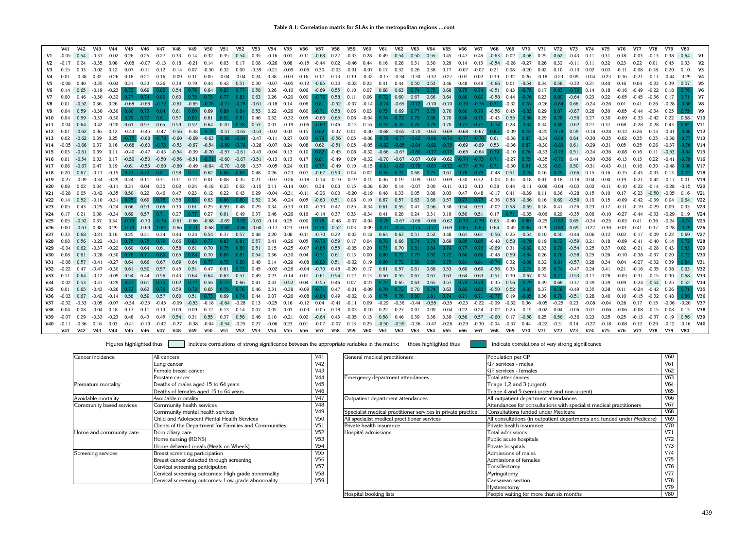**Table 8.1: Correlation matrix for SLAs in the metropolitan regions …cont**

| | V41 | V42 | V43 | V44 | V45 | V46 | V47 | V48 | V49 | V50 | V51 | V52 | V53 | V54 | V55 | V56 | V57 | V58 | V59 | V60 | V61 | V62 | V63 | V64 | V65 | V66 | V67 | V68 | V69 | V70 | V71 | V72 | V73 | V74 | V75 | V76 | V77 | V78 | V79 | V80 | |
|---|---|---|---|---|---|---|---|---|---|---|---|---|---|---|---|---|---|---|---|---|---|---|---|---|---|---|---|---|---|---|---|---|---|---|---|---|---|---|---|---|---|
| V1 | -0.05 | 0.54 | -0.37 | -0.02 | 0.26 | 0.25 | 0.27 | 0.33 | 0.14 | 0.32 | 0.35 | 0.54 | 0.35 | -0.16 | 0.01 | -0.11 | -0.68 | 0.27 | -0.33 | 0.28 | 0.49 | 0.54 | 0.50 | 0.55 | 0.45 | 0.47 | 0.46 | -0.63 | 0.02 | -0.58 | 0.25 | 0.62 | -0.43 | 0.11 | 0.31 | 0.18 | -0.03 | -0.13 | 0.38 | 0.64 | V1 |
| V2 | -0.17 | 0.24 | -0.35 | 0.08 | -0.08 | -0.07 | -0.13 | 0.18 | -0.21 | 0.14 | 0.03 | 0.17 | 0.08 | -0.26 | 0.08 | -0.15 | -0.44 | 0.02 | -0.46 | 0.44 | 0.16 | 0.26 | 0.31 | 0.30 | 0.29 | 0.14 | 0.13 | -0.54 | -0.28 | -0.27 | 0.26 | 0.32 | -0.11 | 0.11 | 0.32 | 0.23 | 0.22 | 0.01 | 0.45 | 0.33 | V2 |
| V3 | 0.15 | 0.33 | -0.02 | 0.12 | 0.07 | -0.11 | 0.12 | -0.14 | 0.07 | -0.30 | 0.32 | 0.00 | -0.39 | -0.21 | -0.09 | -0.06 | 0.30 | -0.03 | -0.01 | -0.07 | 0.17 | 0.32 | 0.26 | 0.38 | 0.17 | -0.07 | -0.07 | 0.21 | 0.08 | -0.20 | 0.02 | 0.10 | -0.10 | 0.02 | 0.03 | -0.11 | -0.08 | 0.18 | 0.20 | 0.10 | V3 |
| V4 | 0.01 | -0.38 | 0.32 | -0.26 | 0.18 | 0.21 | 0.16 | -0.09 | 0.31 | 0.05 | -0.04 | -0.04 | 0.24 | 0.38 | -0.03 | 0.16 | 0.17 | 0.13 | 0.39 | -0.32 | -0.17 | -0.34 | -0.30 | -0.32 | -0.27 | 0.01 | 0.02 | 0.39 | 0.32 | 0.26 | -0.18 | -0.23 | 0.09 | -0.04 | -0.23 | -0.16 | -0.21 | -0.11 | -0.44 | -0.29 | V4 |
| V5 | -0.08 | 0.40 | -0.35 | -0.02 | 0.31 | 0.33 | 0.26 | 0.39 | 0.19 | 0.44 | 0.42 | 0.51 | 0.30 | -0.07 | -0.05 | -0.12 | -0.65 | 0.33 | -0.32 | 0.23 | 0.41 | 0.44 | 0.50 | 0.53 | 0.46 | 0.48 | 0.48 | -0.66 | 0.01 | -0.54 | 0.34 | 0.58 | -0.32 | 0.21 | 0.40 | 0.16 | 0.04 | -0.23 | 0.39 | 0.57 | V5 |
| V6 | 0.14 | 0.65 | -0.19 | -0.23 | 0.73 | 0.69 | 0.80 | 0.54 | 0.76 | 0.64 | 0.83 | 0.77 | 0.58 | 0.26 | -0.10 | 0.06 | -0.69 | 0.55 | 0.10 | 0.07 | 0.68 | 0.63 | 0.74 | 0.75 | 0.68 | 0.75 | 0.74 | -0.51 | 0.43 | -0.75 | 0.17 | 0.83 | -0.73 | 0.14 | 0.18 | -0.16 | -0.49 | -0.22 | 0.18 | 0.76 | V6 |
| V7 | 0.00 | 0.46 | -0.30 | -0.32 | 0.77 | 0.74 | 0.80 | 0.60 | 0.75 | 0.75 | 0.77 | 0.83 | 0.63 | 0.26 | -0.20 | 0.00 | -0.76 | 0.58 | 0.11 | 0.06 | 0.72 | 0.60 | 0.67 | 0.66 | 0.64 | 0.80 | 0.80 | -0.58 | 0.44 | -0.76 | 0.23 | 0.80 | -0.64 | 0.23 | 0.22 | -0.05 | -0.45 | -0.36 | 0.17 | 0.71 | V7 |
| V8 | 0.01 | -0.52 | 0.36 | 0.26 | -0.68 | -0.66 | -0.72 | -0.61 | -0.65 | -0.78 | -0.71 | -0.78 | -0.61 | -0.18 | 0.14 | 0.06 | 0.81 | -0.52 | -0.07 | -0.14 | -0.74 | -0.65 | -0.72 | -0.70 | -0.70 | -0.79 | -0.78 | 0.71 | -0.32 | 0.78 | -0.26 | -0.84 | 0.66 | -0.24 | -0.26 | 0.01 | 0.41 | 0.26 | -0.28 | -0.80 | V8 |
| V9 | 0.04 | 0.59 | -0.30 | -0.30 | 0.80 | 0.73 | 0.84 | 0.61 | 0.80 | 0.69 | 0.89 | 0.84 | 0.53 | 0.22 | -0.26 | 0.00 | -0.71 | 0.58 | 0.06 | 0.03 | 0.75 | 0.69 | 0.77 | 0.79 | 0.70 | 0.80 | 0.79 | -0.56 | 0.45 | -0.83 | 0.29 | 0.87 | -0.67 | 0.28 | 0.30 | -0.05 | -0.44 | -0.34 | 0.25 | 0.75 | V9 |
| V10 | 0.04 | 0.59 | -0.33 | -0.30 | 0.79 | 0.72 | 0.81 | 0.57 | 0.83 | 0.61 | 0.92 | 0.81 | 0.46 | 0.32 | -0.32 | 0.05 | -0.66 | 0.65 | 0.06 | -0.04 | 0.78 | 0.72 | 0.79 | 0.86 | 0.70 | 0.80 | 0.79 | -0.43 | 0.55 | -0.86 | 0.29 | 0.78 | -0.56 | 0.27 | 0.30 | -0.09 | -0.33 | -0.42 | 0.22 | 0.68 | V10 |
| V11 | -0.04 | 0.64 | -0.42 | -0.20 | 0.63 | 0.57 | 0.65 | 0.59 | 0.52 | 0.64 | 0.70 | 0.78 | 0.53 | 0.03 | -0.19 | -0.06 | -0.82 | 0.46 | -0.13 | 0.16 | 0.77 | 0.76 | 0.76 | 0.79 | 0.70 | 0.77 | 0.77 | -0.74 | 0.28 | -0.84 | 0.34 | 0.88 | -0.62 | 0.27 | 0.37 | 0.08 | -0.28 | -0.28 | 0.43 | 0.82 | V11 |
| V12 | 0.01 | -0.62 | 0.36 | 0.12 | -0.43 | -0.45 | -0.47 | -0.56 | -0.38 | -0.73 | -0.51 | -0.65 | -0.53 | -0.02 | 0.03 | 0.15 | 0.82 | -0.37 | 0.01 | -0.30 | -0.68 | -0.65 | -0.70 | -0.65 | -0.69 | -0.68 | -0.67 | 0.85 | -0.09 | 0.72 | -0.25 | -0.78 | 0.59 | -0.18 | -0.28 | -0.12 | 0.26 | 0.13 | -0.41 | -0.86 | V12 |
| V13 | 0.02 | -0.62 | 0.39 | 0.25 | -0.75 | -0.68 | -0.78 | -0.60 | -0.69 | -0.63 | -0.88 | -0.84 | -0.47 | -0.11 | 0.27 | 0.03 | 0.72 | -0.56 | 0.05 | -0.08 | -0.79 | -0.77 | -0.82 | -0.86 | -0.74 | -0.77 | -0.76 | 0.61 | -0.38 | 0.87 | -0.34 | -0.89 | 0.64 | -0.30 | -0.35 | -0.02 | 0.35 | 0.35 | -0.38 | -0.77 | V13 |
| V14 | -0.05 | -0.66 | 0.37 | 0.16 | -0.68 | -0.60 | -0.73 | -0.53 | -0.67 | -0.54 | -0.89 | -0.76 | -0.28 | -0.07 | 0.24 | 0.08 | 0.62 | -0.51 | 0.05 | -0.05 | -0.82 | -0.85 | -0.84 | -0.92 | -0.75 | -0.69 | -0.69 | 0.53 | -0.36 | 0.87 | -0.30 | -0.83 | 0.61 | -0.29 | -0.31 | 0.05 | 0.35 | 0.26 | -0.37 | -0.76 | V14 |
| V15 | 0.03 | -0.61 | 0.39 | 0.11 | -0.40 | -0.47 | -0.43 | -0.54 | -0.39 | -0.70 | -0.57 | -0.61 | -0.43 | -0.04 | 0.13 | 0.10 | 0.82 | -0.45 | 0.08 | -0.32 | -0.66 | -0.67 | -0.80 | -0.77 | -0.77 | -0.65 | -0.64 | 0.79 | -0.10 | 0.76 | -0.33 | -0.76 | 0.51 | -0.24 | -0.36 | -0.08 | 0.16 | 0.11 | -0.53 | -0.84 | V15 |
| V16 | 0.01 | -0.54 | 0.33 | 0.17 | -0.52 | -0.50 | -0.50 | -0.56 | -0.51 | -0.71 | -0.60 | -0.67 | -0.51 | -0.13 | 0.13 | 0.17 | 0.81 | -0.49 | 0.09 | -0.32 | -0.70 | -0.67 | -0.67 | -0.69 | -0.62 | -0.74 | -0.73 | 0.71 | -0.27 | 0.75 | -0.35 | -0.72 | 0.44 | -0.30 | -0.36 | -0.13 | 0.13 | 0.22 | -0.41 | -0.79 | V16 |
| V17 | 0.06 | -0.67 | 0.47 | 0.19 | -0.61 | -0.53 | -0.60 | -0.60 | -0.49 | -0.64 | -0.70 | -0.68 | -0.37 | -0.05 | 0.24 | 0.10 | 0.77 | -0.49 | 0.10 | -0.15 | -0.81 | -0.82 | -0.79 | -0.83 | -0.73 | -0.77 | -0.76 | 0.71 | -0.30 | 0.91 | -0.39 | -0.81 | 0.50 | -0.31 | -0.43 | -0.11 | 0.16 | 0.30 | -0.48 | -0.80 | V17 |
| V18 | 0.20 | 0.67 | -0.17 | -0.15 | 0.73 | 0.72 | 0.81 | 0.58 | 0.74 | 0.62 | 0.88 | 0.84 | 0.48 | 0.26 | -0.23 | 0.07 | -0.67 | 0.50 | 0.04 | 0.02 | 0.76 | 0.72 | 0.68 | 0.75 | 0.61 | 0.78 | 0.79 | -0.48 | 0.51 | -0.76 | 0.16 | 0.75 | -0.66 | 0.15 | 0.16 | -0.15 | -0.43 | -0.33 | 0.13 | 0.72 | V18 |
| V19 | -0.27 | -0.09 | -0.33 | -0.29 | 0.34 | 0.11 | 0.31 | 0.31 | 0.12 | 0.01 | 0.08 | 0.35 | 0.21 | -0.07 | -0.26 | -0.18 | -0.14 | -0.10 | -0.19 | -0.15 | 0.36 | 0.19 | -0.09 | -0.07 | -0.09 | 0.30 | 0.32 | -0.03 | 0.33 | -0.18 | 0.01 | 0.18 | -0.18 | 0.04 | 0.00 | 0.19 | -0.21 | -0.42 | -0.17 | 0.01 | V19 |
| V20 | 0.08 | 0.02 | 0.04 | -0.11 | 0.31 | 0.04 | 0.30 | 0.02 | 0.24 | -0.18 | 0.23 | 0.02 | -0.15 | 0.11 | -0.14 | 0.01 | 0.34 | 0.00 | 0.15 | -0.38 | 0.20 | 0.14 | -0.07 | 0.00 | -0.11 | 0.12 | 0.13 | 0.38 | 0.44 | -0.11 | -0.08 | -0.04 | -0.03 | 0.02 | -0.11 | -0.10 | -0.22 | -0.14 | -0.28 | -0.15 | V20 |
| V21 | -0.28 | 0.05 | -0.42 | -0.35 | 0.50 | 0.22 | 0.46 | 0.47 | 0.23 | 0.12 | 0.22 | 0.43 | 0.29 | -0.04 | -0.31 | -0.11 | -0.26 | 0.00 | -0.20 | -0.19 | 0.48 | 0.33 | 0.05 | 0.08 | 0.03 | 0.47 | 0.48 | -0.17 | 0.41 | -0.39 | 0.11 | 0.36 | -0.28 | 0.15 | 0.10 | 0.17 | -0.23 | -0.50 | -0.05 | 0.16 | V21 |
| V22 | 0.14 | 0.52 | -0.10 | -0.31 | 0.75 | 0.69 | 0.78 | 0.58 | 0.83 | 0.63 | 0.86 | 0.80 | 0.52 | 0.36 | -0.24 | 0.05 | -0.60 | 0.51 | 0.08 | 0.10 | 0.67 | 0.57 | 0.63 | 0.66 | 0.57 | 0.77 | 0.77 | -0.36 | 0.58 | -0.66 | 0.16 | 0.69 | -0.59 | 0.19 | 0.15 | -0.09 | -0.42 | -0.39 | 0.04 | 0.64 | V22 |
| V23 | 0.05 | 0.43 | -0.25 | -0.24 | 0.66 | 0.53 | 0.66 | 0.30 | 0.61 | 0.25 | 0.59 | 0.48 | 0.29 | 0.34 | -0.33 | 0.10 | -0.30 | 0.47 | 0.25 | -0.34 | 0.61 | 0.55 | 0.47 | 0.56 | 0.38 | 0.54 | 0.53 | -0.02 | 0.58 | -0.65 | 0.18 | 0.41 | -0.26 | 0.23 | 0.17 | -0.11 | -0.19 | -0.29 | 0.09 | 0.33 | V23 |
| V24 | 0.17 | 0.21 | 0.08 | -0.34 | 0.69 | 0.57 | 0.71 | 0.27 | 0.77 | 0.27 | 0.61 | 0.49 | 0.37 | 0.46 | -0.26 | 0.16 | -0.14 | 0.37 | 0.33 | -0.34 | 0.41 | 0.28 | 0.24 | 0.31 | 0.19 | 0.50 | 0.51 | 0.17 | 0.71 | -0.35 | -0.06 | 0.29 | -0.35 | 0.06 | -0.10 | -0.27 | -0.44 | -0.33 | -0.29 | 0.19 | V24 |
| V25 | 0.05 | -0.52 | 0.37 | 0.34 | -0.75 | -0.70 | -0.78 | -0.61 | -0.66 | -0.68 | -0.69 | -0.82 | -0.63 | -0.14 | 0.25 | 0.00 | 0.78 | -0.48 | -0.07 | -0.04 | -0.78 | -0.67 | -0.66 | -0.66 | -0.62 | -0.79 | -0.79 | 0.63 | -0.40 | 0.80 | -0.25 | -0.82 | 0.65 | -0.24 | -0.25 | -0.03 | 0.41 | 0.36 | -0.24 | -0.74 | V25 |
| V26 | 0.00 | -0.61 | 0.38 | 0.29 | -0.79 | -0.69 | -0.81 | -0.66 | -0.71 | -0.68 | -0.82 | -0.86 | -0.60 | -0.17 | 0.23 | 0.03 | 0.79 | -0.52 | 0.03 | -0.09 | -0.81 | -0.75 | -0.75 | -0.77 | -0.69 | -0.85 | -0.85 | 0.64 | -0.45 | 0.86 | -0.29 | -0.89 | 0.69 | -0.27 | -0.30 | -0.01 | 0.41 | 0.37 | -0.28 | -0.79 | V26 |
| V27 | 0.33 | 0.68 | -0.21 | 0.16 | 0.25 | 0.31 | 0.34 | 0.44 | 0.24 | 0.54 | 0.37 | 0.57 | 0.48 | 0.20 | 0.08 | -0.11 | -0.70 | 0.22 | -0.03 | 0.18 | 0.64 | 0.63 | 0.51 | 0.52 | 0.48 | 0.61 | 0.61 | -0.56 | 0.25 | -0.54 | 0.10 | 0.50 | -0.44 | 0.06 | 0.12 | 0.02 | -0.17 | -0.09 | 0.22 | 0.69 | V27 |
| V28 | 0.08 | 0.56 | -0.22 | -0.31 | 0.75 | 0.75 | 0.79 | 0.66 | 0.83 | 0.77 | 0.83 | 0.81 | 0.57 | 0.41 | -0.26 | 0.05 | -0.73 | 0.59 | 0.17 | 0.04 | 0.78 | 0.66 | 0.74 | 0.74 | 0.69 | 0.85 | 0.85 | -0.48 | 0.58 | -0.79 | 0.19 | 0.72 | -0.59 | 0.21 | 0.18 | -0.09 | -0.41 | -0.40 | 0.14 | 0.72 | V28 |
| V29 | -0.04 | 0.62 | -0.37 | -0.22 | 0.60 | 0.64 | 0.61 | 0.58 | 0.61 | 0.70 | 0.75 | 0.80 | 0.51 | 0.15 | -0.25 | -0.07 | -0.85 | 0.55 | -0.05 | 0.20 | 0.73 | 0.70 | 0.81 | 0.84 | 0.74 | 0.77 | 0.76 | -0.69 | 0.31 | -0.82 | 0.33 | 0.79 | -0.54 | 0.25 | 0.37 | 0.02 | -0.21 | -0.28 | 0.43 | 0.83 | V29 |
| V30 | 0.08 | 0.61 | -0.28 | -0.30 | 0.78 | 0.71 | 0.80 | 0.65 | 0.84 | 0.70 | 0.88 | 0.81 | 0.54 | 0.36 | -0.30 | 0.04 | -0.71 | 0.61 | 0.13 | 0.00 | 0.80 | 0.72 | 0.79 | 0.82 | 0.72 | 0.86 | 0.86 | -0.48 | 0.59 | -0.84 | 0.26 | 0.76 | -0.58 | 0.25 | 0.26 | -0.10 | -0.38 | -0.37 | 0.20 | 0.72 | V30 |
| V31 | -0.06 | 0.57 | -0.41 | -0.27 | 0.64 | 0.66 | 0.67 | 0.69 | 0.64 | 0.77 | 0.75 | 0.80 | 0.48 | 0.14 | -0.29 | -0.08 | -0.83 | 0.51 | -0.02 | 0.19 | 0.80 | 0.72 | 0.80 | 0.80 | 0.75 | 0.81 | 0.81 | -0.74 | 0.32 | -0.86 | 0.32 | 0.81 | -0.57 | 0.28 | 0.34 | 0.04 | -0.27 | -0.32 | 0.39 | 0.84 | V31 |
| V32 | -0.22 | 0.47 | -0.47 | -0.30 | 0.61 | 0.50 | 0.57 | 0.45 | 0.51 | 0.47 | 0.61 | 0.73 | 0.45 | -0.02 | -0.26 | -0.04 | -0.70 | 0.48 | -0.20 | 0.17 | 0.61 | 0.57 | 0.61 | 0.68 | 0.53 | 0.69 | 0.69 | -0.56 | 0.33 | -0.74 | 0.35 | 0.74 | -0.47 | 0.24 | 0.41 | 0.21 | -0.16 | -0.35 | 0.38 | 0.63 | V32 |
| V33 | 0.11 | 0.64 | -0.12 | -0.09 | 0.54 | 0.44 | 0.56 | 0.43 | 0.64 | 0.64 | 0.63 | 0.51 | 0.49 | 0.23 | -0.14 | -0.01 | -0.61 | 0.54 | 0.12 | 0.13 | 0.50 | 0.55 | 0.67 | 0.67 | 0.63 | 0.64 | 0.63 | -0.51 | 0.30 | -0.67 | 0.24 | 0.71 | -0.53 | 0.17 | 0.28 | -0.03 | -0.31 | -0.15 | 0.30 | 0.68 | V33 |
| V34 | -0.02 | 0.53 | -0.37 | -0.29 | 0.77 | 0.61 | 0.75 | 0.62 | 0.72 | 0.56 | 0.72 | 0.66 | 0.41 | 0.33 | -0.52 | 0.04 | -0.55 | 0.46 | 0.07 | -0.23 | 0.72 | 0.65 | 0.63 | 0.65 | 0.57 | 0.74 | 0.74 | -0.35 | 0.56 | -0.79 | 0.39 | 0.68 | -0.37 | 0.39 | 0.39 | 0.09 | -0.24 | -0.54 | 0.25 | 0.52 | V34 |
| V35 | 0.01 | 0.65 | -0.43 | -0.26 | 0.72 | 0.62 | 0.76 | 0.59 | 0.72 | 0.65 | 0.75 | 0.76 | 0.46 | 0.31 | -0.38 | -0.09 | -0.71 | 0.47 | -0.01 | -0.09 | 0.79 | 0.72 | 0.70 | 0.74 | 0.63 | 0.82 | 0.82 | -0.50 | 0.52 | -0.83 | 0.37 | 0.78 | -0.49 | 0.35 | 0.38 | 0.11 | -0.24 | -0.42 | 0.26 | 0.71 | V35 |
| V36 | -0.03 | 0.67 | -0.42 | -0.14 | 0.58 | 0.59 | 0.57 | 0.60 | 0.51 | 0.73 | 0.69 | 0.74 | 0.44 | 0.07 | -0.26 | -0.08 | -0.84 | 0.49 | -0.02 | 0.18 | 0.75 | 0.76 | 0.80 | 0.81 | 0.74 | 0.71 | 0.71 | -0.77 | 0.19 | -0.85 | 0.36 | 0.79 | -0.51 | 0.28 | 0.40 | 0.10 | -0.15 | -0.32 | 0.48 | 0.80 | V36 |
| V37 | -0.32 | -0.33 | -0.05 | -0.07 | -0.34 | -0.33 | -0.45 | -0.09 | -0.53 | -0.18 | -0.64 | -0.28 | 0.13 | -0.25 | 0.16 | -0.12 | 0.04 | -0.41 | -0.11 | 0.09 | -0.29 | -0.36 | -0.44 | -0.55 | -0.35 | -0.23 | -0.22 | -0.09 | -0.32 | 0.36 | -0.05 | -0.25 | 0.23 | -0.08 | -0.04 | 0.26 | 0.17 | 0.15 | -0.06 | -0.20 | V37 |
| V38 | 0.04 | 0.08 | -0.04 | 0.18 | 0.17 | 0.11 | 0.13 | 0.09 | 0.09 | 0.12 | 0.13 | 0.14 | 0.07 | 0.05 | 0.03 | -0.03 | -0.05 | 0.18 | -0.03 | -0.10 | 0.22 | 0.27 | 0.01 | 0.09 | -0.04 | 0.22 | 0.24 | -0.02 | 0.25 | -0.15 | -0.02 | 0.04 | -0.06 | 0.07 | -0.06 | -0.06 | -0.08 | -0.15 | 0.08 | 0.13 | V38 |
| V39 | -0.07 | 0.29 | -0.33 | -0.23 | 0.48 | 0.43 | 0.45 | 0.54 | 0.31 | 0.55 | 0.37 | 0.56 | 0.46 | 0.10 | -0.21 | 0.02 | -0.64 | 0.43 | -0.05 | 0.15 | 0.58 | 0.46 | 0.39 | 0.36 | 0.39 | 0.56 | 0.57 | -0.60 | 0.17 | -0.58 | 0.25 | 0.56 | -0.36 | 0.23 | 0.25 | 0.25 | -0.13 | -0.37 | 0.19 | 0.56 | V39 |
| V40 | -0.11 | -0.36 | 0.16 | 0.03 | -0.41 | -0.19 | -0.42 | -0.27 | -0.38 | -0.04 | -0.54 | -0.25 | 0.27 | -0.06 | 0.23 | 0.01 | -0.07 | -0.07 | 0.13 | 0.25 | -0.50 | -0.59 | -0.36 | -0.47 | -0.28 | -0.29 | -0.30 | -0.04 | -0.37 | 0.44 | -0.22 | -0.31 | 0.14 | -0.27 | -0.18 | -0.08 | 0.12 | 0.29 | -0.12 | -0.16 | V40 |
| | V41 | V42 | V43 | V44 | V45 | V46 | V47 | V48 | V49 | V50 | V51 | V52 | V53 | V54 | V55 | V56 | V57 | V58 | V59 | V60 | V61 | V62 | V63 | V64 | V65 | V66 | V67 | V68 | V69 | V70 | V71 | V72 | V73 | V74 | V75 | V76 | V77 | V78 | V79 | V80 | |

Figures highlighted thus [light shading] indicate correlations of strong significance between the appropriate variables in the matrix; those highlighted thus [dark shading] indicate correlations of very strong significance

| | | |
|---|---|---|
| Cancer incidence | All cancers | V41 |
| | Lung cancer | V42 |
| | Female breast cancer | V43 |
| | Prostate cancer | V44 |
| Premature mortality | Deaths of males aged 15 to 64 years | V45 |
| | Deaths of females aged 15 to 64 years | V46 |
| Avoidable mortality | Avoidable mortality | V47 |
| Community based services | Community health services | V48 |
| | Community mental health services | V49 |
| | Child and Adolescent Mental Health Services | V50 |
| | Clients of the Department for Families and Communities | V51 |
| Home and community care | Domiciliary care | V52 |
| | Home nursing (RDNS) | V53 |
| | Home delivered meals (Meals on Wheels) | V54 |
| Screening services | Breast screening participation | V55 |
| | Breast cancer detected through screening | V56 |
| | Cervical screening participation | V57 |
| | Cervical screening outcomes: High grade abnormality | V58 |
| | Cervical screening outcomes: Low grade abnormality | V59 |

| | | |
|---|---|---|
| General medical practitioners | Population per GP | V60 |
| | GP services - males | V61 |
| | GP services - females | V62 |
| Emergency department attendances | Total attendances | V63 |
| | Triage 1,2 and 3 (urgent) | V64 |
| | Triage 4 and 5 (semi-urgent and non-urgent) | V65 |
| Outpatient department attendances | All outpatient department attendances | V66 |
| | Attendances for consultations with specialist medical practitioners | V67 |
| Specialist medical practitioner services in private practice | Consultations funded under Medicare | V68 |
| All specialist medical practitioner services | All consultations (in outpatient departments and funded under Medicare) | V69 |
| Private health insurance | Private health insurance | V70 |
| Hospital admissions | Total admissions | V71 |
| | Public acute hospitals | V72 |
| | Private hospitals | V73 |
| | Admissions of males | V74 |
| | Admissions of females | V75 |
| | Tonsillectomy | V76 |
| | Myringotomy | V77 |
| | Caesarean section | V78 |
| | Hysterectomy | V79 |
| Hospital booking lists | People waiting for more than six months | V80 |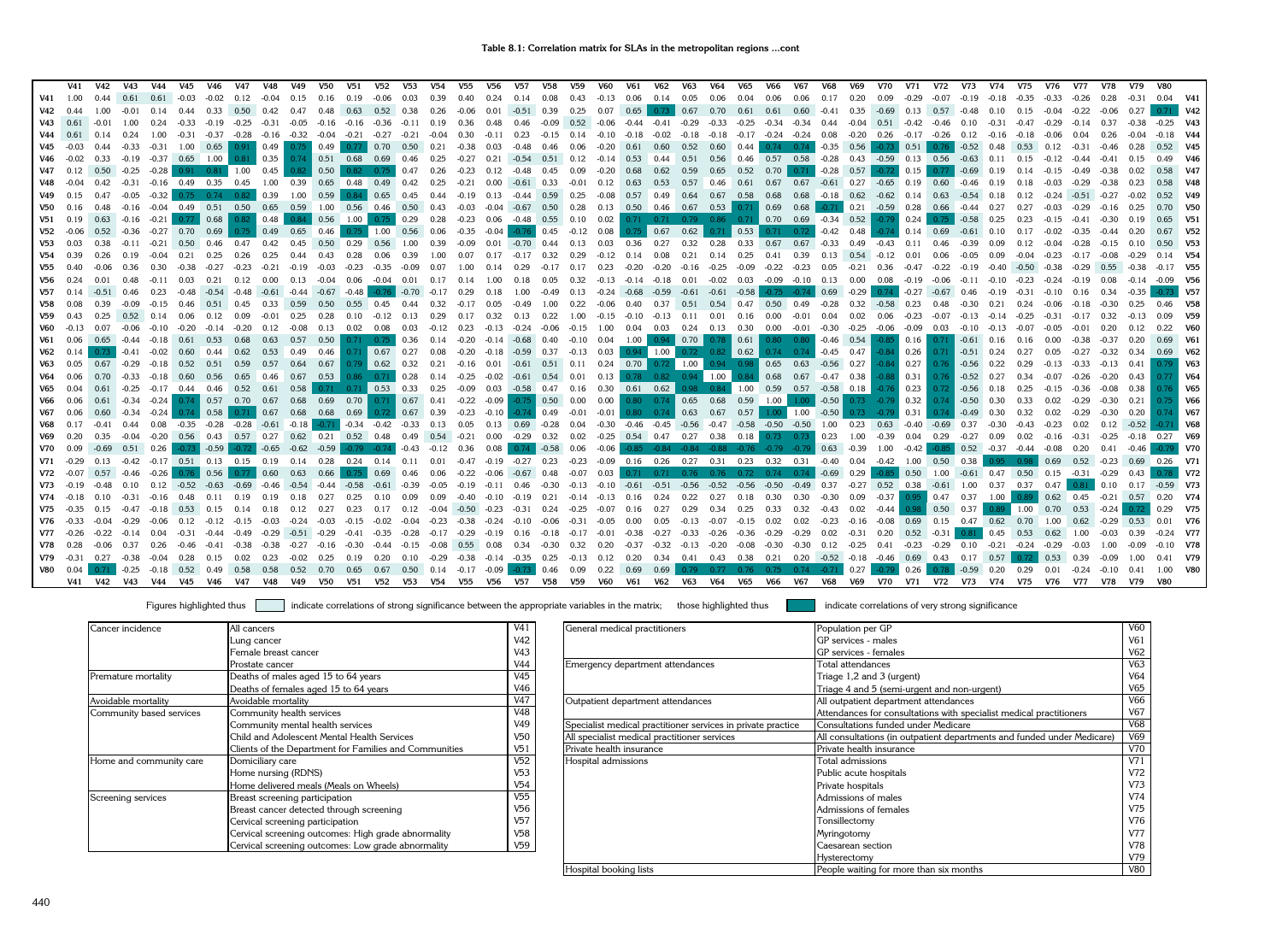**Table 8.1: Correlation matrix for SLAs in the metropolitan regions …cont**

| | V41 | V42 | V43 | V44 | V45 | V46 | V47 | V48 | V49 | V50 | V51 | V52 | V53 | V54 | V55 | V56 | V57 | V58 | V59 | V60 | V61 | V62 | V63 | V64 | V65 | V66 | V67 | V68 | V69 | V70 | V71 | V72 | V73 | V74 | V75 | V76 | V77 | V78 | V79 | V80 | |
|---|---|---|---|---|---|---|---|---|---|---|---|---|---|---|---|---|---|---|---|---|---|---|---|---|---|---|---|---|---|---|---|---|---|---|---|---|---|---|---|---|---|
| V41 | 1.00 | 0.44 | 0.61 | 0.61 | -0.03 | -0.02 | 0.12 | -0.04 | 0.15 | 0.16 | 0.19 | -0.06 | 0.03 | 0.39 | 0.40 | 0.24 | 0.14 | 0.08 | 0.43 | -0.13 | 0.06 | 0.14 | 0.05 | 0.06 | 0.04 | 0.06 | 0.06 | 0.17 | 0.20 | 0.09 | -0.29 | -0.07 | -0.19 | -0.18 | -0.35 | -0.33 | -0.26 | 0.28 | -0.31 | 0.04 | V41 |
| V42 | 0.44 | 1.00 | -0.01 | 0.14 | 0.44 | 0.33 | 0.50 | 0.42 | 0.47 | 0.48 | 0.63 | 0.52 | 0.38 | 0.26 | -0.06 | 0.01 | -0.51 | 0.39 | 0.25 | 0.07 | 0.65 | 0.73 | 0.67 | 0.70 | 0.61 | 0.61 | 0.60 | -0.41 | 0.35 | -0.69 | 0.13 | 0.57 | -0.48 | 0.10 | 0.15 | -0.04 | -0.22 | -0.06 | 0.27 | 0.71 | V42 |
| V43 | 0.61 | -0.01 | 1.00 | 0.24 | -0.33 | -0.19 | -0.25 | -0.31 | -0.05 | -0.16 | -0.16 | -0.36 | -0.11 | 0.19 | 0.36 | 0.48 | 0.46 | -0.09 | 0.52 | -0.06 | -0.44 | -0.41 | -0.29 | -0.33 | -0.25 | -0.34 | -0.34 | 0.44 | -0.04 | 0.51 | -0.42 | -0.46 | 0.10 | -0.31 | -0.47 | -0.29 | -0.14 | 0.37 | -0.38 | -0.25 | V43 |
| V44 | 0.61 | 0.14 | 0.24 | 1.00 | -0.31 | -0.37 | -0.28 | -0.16 | -0.32 | -0.04 | -0.21 | -0.27 | -0.21 | -0.04 | 0.30 | -0.11 | 0.23 | -0.15 | 0.14 | -0.10 | -0.18 | -0.02 | -0.18 | -0.18 | -0.17 | -0.24 | -0.24 | 0.08 | -0.20 | 0.26 | -0.17 | -0.26 | 0.12 | -0.16 | -0.18 | -0.06 | 0.04 | 0.26 | -0.04 | -0.18 | V44 |
| V45 | -0.03 | 0.44 | -0.33 | -0.31 | 1.00 | 0.65 | 0.91 | 0.49 | 0.75 | 0.49 | 0.77 | 0.70 | 0.50 | 0.21 | -0.38 | 0.03 | -0.48 | 0.46 | 0.06 | -0.20 | 0.61 | 0.60 | 0.52 | 0.60 | 0.44 | 0.74 | 0.74 | -0.35 | 0.56 | -0.73 | 0.51 | 0.76 | -0.52 | 0.48 | 0.53 | 0.12 | -0.31 | -0.46 | 0.28 | 0.52 | V45 |
| V46 | -0.02 | 0.33 | -0.19 | -0.37 | 0.65 | 1.00 | 0.81 | 0.35 | 0.74 | 0.51 | 0.68 | 0.69 | 0.46 | 0.25 | -0.27 | 0.21 | -0.54 | 0.51 | 0.12 | -0.14 | 0.53 | 0.44 | 0.51 | 0.56 | 0.46 | 0.57 | 0.58 | -0.28 | 0.43 | -0.59 | 0.13 | 0.56 | -0.63 | 0.11 | 0.15 | -0.12 | -0.44 | -0.41 | 0.15 | 0.49 | V46 |
| V47 | 0.12 | 0.50 | -0.25 | -0.28 | 0.91 | 0.81 | 1.00 | 0.45 | 0.82 | 0.50 | 0.82 | 0.75 | 0.47 | 0.26 | -0.23 | 0.12 | -0.48 | 0.45 | 0.09 | -0.20 | 0.68 | 0.62 | 0.59 | 0.65 | 0.52 | 0.70 | 0.71 | -0.28 | 0.57 | -0.72 | 0.15 | 0.77 | -0.69 | 0.19 | 0.14 | -0.15 | -0.49 | -0.38 | 0.02 | 0.58 | V47 |
| V48 | -0.04 | 0.42 | -0.31 | -0.16 | 0.49 | 0.35 | 0.45 | 1.00 | 0.39 | 0.65 | 0.48 | 0.49 | 0.42 | 0.25 | -0.21 | 0.00 | -0.61 | 0.33 | -0.01 | 0.12 | 0.63 | 0.53 | 0.57 | 0.46 | 0.61 | 0.67 | 0.67 | -0.61 | 0.27 | -0.65 | 0.19 | 0.60 | -0.46 | 0.19 | 0.18 | -0.03 | -0.29 | -0.38 | 0.23 | 0.58 | V48 |
| V49 | 0.15 | 0.47 | -0.05 | -0.32 | 0.75 | 0.74 | 0.82 | 0.39 | 1.00 | 0.59 | 0.84 | 0.65 | 0.45 | 0.44 | -0.19 | 0.13 | -0.44 | 0.59 | 0.25 | -0.08 | 0.57 | 0.49 | 0.64 | 0.67 | 0.58 | 0.68 | 0.68 | -0.18 | 0.62 | -0.62 | 0.14 | 0.63 | -0.54 | 0.18 | 0.12 | -0.24 | -0.51 | -0.27 | -0.02 | 0.52 | V49 |
| V50 | 0.16 | 0.48 | -0.16 | -0.04 | 0.49 | 0.51 | 0.50 | 0.65 | 0.59 | 1.00 | 0.56 | 0.46 | 0.50 | 0.43 | -0.03 | -0.04 | -0.67 | 0.50 | 0.28 | 0.13 | 0.50 | 0.46 | 0.67 | 0.53 | 0.71 | 0.69 | 0.68 | -0.71 | 0.21 | -0.59 | 0.28 | 0.66 | -0.44 | 0.27 | 0.27 | -0.03 | -0.29 | -0.16 | 0.25 | 0.70 | V50 |
| V51 | 0.19 | 0.63 | -0.16 | -0.21 | 0.77 | 0.68 | 0.82 | 0.48 | 0.84 | 0.56 | 1.00 | 0.75 | 0.29 | 0.28 | -0.23 | 0.06 | -0.48 | 0.55 | 0.10 | 0.02 | 0.71 | 0.71 | 0.79 | 0.86 | 0.71 | 0.70 | 0.69 | -0.34 | 0.52 | -0.79 | 0.24 | 0.75 | -0.58 | 0.25 | 0.23 | -0.15 | -0.41 | -0.30 | 0.19 | 0.65 | V51 |
| V52 | -0.06 | 0.52 | -0.36 | -0.27 | 0.70 | 0.69 | 0.75 | 0.49 | 0.65 | 0.46 | 0.75 | 1.00 | 0.56 | 0.06 | -0.35 | -0.04 | -0.76 | 0.45 | -0.12 | 0.08 | 0.75 | 0.67 | 0.62 | 0.71 | 0.53 | 0.71 | 0.72 | -0.42 | 0.48 | -0.74 | 0.14 | 0.69 | -0.61 | 0.10 | 0.17 | -0.02 | -0.35 | -0.44 | 0.20 | 0.67 | V52 |
| V53 | 0.03 | 0.38 | -0.11 | -0.21 | 0.50 | 0.46 | 0.47 | 0.42 | 0.45 | 0.50 | 0.29 | 0.56 | 1.00 | 0.39 | -0.09 | 0.01 | -0.70 | 0.44 | 0.13 | 0.03 | 0.36 | 0.27 | 0.32 | 0.28 | 0.33 | 0.67 | 0.67 | -0.33 | 0.49 | -0.43 | 0.11 | 0.46 | -0.39 | 0.09 | 0.12 | -0.04 | -0.28 | -0.15 | 0.10 | 0.50 | V53 |
| V54 | 0.39 | 0.26 | 0.19 | -0.04 | 0.21 | 0.25 | 0.26 | 0.25 | 0.44 | 0.43 | 0.28 | 0.06 | 0.39 | 1.00 | 0.07 | 0.17 | -0.17 | 0.32 | 0.29 | -0.12 | 0.14 | 0.08 | 0.21 | 0.14 | 0.25 | 0.41 | 0.39 | 0.13 | 0.54 | -0.12 | 0.01 | 0.06 | -0.05 | 0.09 | -0.04 | -0.23 | -0.17 | -0.08 | -0.29 | 0.14 | V54 |
| V55 | 0.40 | -0.06 | 0.36 | 0.30 | -0.38 | -0.27 | -0.23 | -0.21 | -0.19 | -0.03 | -0.23 | -0.35 | -0.09 | 0.07 | 1.00 | 0.14 | 0.29 | -0.17 | 0.17 | 0.23 | -0.20 | -0.20 | -0.16 | -0.25 | -0.09 | -0.22 | -0.23 | 0.05 | -0.21 | 0.36 | -0.47 | -0.22 | -0.19 | -0.40 | -0.50 | -0.38 | -0.29 | 0.55 | -0.38 | -0.17 | V55 |
| V56 | 0.24 | 0.01 | 0.48 | -0.11 | 0.03 | 0.21 | 0.12 | 0.00 | 0.13 | -0.04 | 0.06 | -0.04 | 0.01 | 0.17 | 0.14 | 1.00 | 0.18 | 0.05 | 0.32 | -0.13 | -0.14 | -0.18 | 0.01 | -0.02 | 0.03 | -0.09 | -0.10 | 0.13 | 0.00 | 0.08 | -0.19 | -0.06 | -0.11 | -0.10 | -0.23 | -0.24 | -0.19 | 0.08 | -0.14 | -0.09 | V56 |
| V57 | 0.14 | -0.51 | 0.46 | 0.23 | -0.48 | -0.54 | -0.48 | -0.61 | -0.44 | -0.67 | -0.48 | -0.76 | -0.70 | -0.17 | 0.29 | 0.18 | 1.00 | -0.49 | 0.13 | -0.24 | -0.68 | -0.59 | -0.61 | -0.61 | -0.58 | -0.75 | -0.74 | 0.69 | -0.29 | 0.74 | -0.27 | -0.67 | 0.46 | -0.19 | -0.31 | -0.10 | 0.16 | 0.34 | -0.35 | -0.73 | V57 |
| V58 | 0.08 | 0.39 | -0.09 | -0.15 | 0.46 | 0.51 | 0.45 | 0.33 | 0.59 | 0.50 | 0.55 | 0.45 | 0.44 | 0.32 | -0.17 | 0.05 | -0.49 | 1.00 | 0.22 | -0.06 | 0.40 | 0.37 | 0.51 | 0.54 | 0.47 | 0.50 | 0.49 | -0.28 | 0.32 | -0.58 | 0.23 | 0.48 | -0.30 | 0.21 | 0.24 | -0.06 | -0.18 | -0.30 | 0.25 | 0.46 | V58 |
| V59 | 0.43 | 0.25 | 0.52 | 0.14 | 0.06 | 0.12 | 0.09 | -0.01 | 0.25 | 0.28 | 0.10 | -0.12 | 0.13 | 0.29 | 0.17 | 0.32 | 0.13 | 0.22 | 1.00 | -0.15 | -0.10 | -0.13 | 0.11 | 0.01 | 0.16 | 0.00 | -0.01 | 0.04 | 0.02 | 0.06 | -0.23 | -0.07 | -0.13 | -0.14 | -0.25 | -0.31 | -0.17 | 0.32 | -0.13 | 0.09 | V59 |
| V60 | -0.13 | 0.07 | -0.06 | -0.10 | -0.20 | -0.14 | -0.20 | 0.12 | -0.08 | 0.13 | 0.02 | 0.08 | 0.03 | -0.12 | 0.23 | -0.13 | -0.24 | -0.06 | -0.15 | 1.00 | 0.04 | 0.03 | 0.24 | 0.13 | 0.30 | 0.00 | -0.01 | -0.30 | -0.25 | -0.06 | -0.09 | 0.03 | -0.10 | -0.13 | -0.07 | -0.05 | -0.01 | 0.20 | 0.12 | 0.22 | V60 |
| V61 | 0.06 | 0.65 | -0.44 | -0.18 | 0.61 | 0.53 | 0.68 | 0.63 | 0.57 | 0.50 | 0.71 | 0.75 | 0.36 | 0.14 | -0.20 | -0.14 | -0.68 | 0.40 | -0.10 | 0.04 | 1.00 | 0.94 | 0.70 | 0.78 | 0.61 | 0.80 | 0.80 | -0.46 | 0.54 | -0.85 | 0.16 | 0.71 | -0.61 | 0.16 | 0.16 | 0.00 | -0.38 | -0.37 | 0.20 | 0.69 | V61 |
| V62 | 0.14 | 0.73 | -0.41 | -0.02 | 0.60 | 0.44 | 0.62 | 0.53 | 0.49 | 0.46 | 0.71 | 0.67 | 0.27 | 0.08 | -0.20 | -0.18 | -0.59 | 0.37 | -0.13 | 0.03 | 0.94 | 1.00 | 0.72 | 0.82 | 0.62 | 0.74 | 0.74 | -0.45 | 0.47 | -0.84 | 0.26 | 0.71 | -0.51 | 0.24 | 0.27 | 0.05 | -0.27 | -0.32 | 0.34 | 0.69 | V62 |
| V63 | 0.05 | 0.67 | -0.29 | -0.18 | 0.52 | 0.51 | 0.59 | 0.57 | 0.64 | 0.67 | 0.79 | 0.62 | 0.32 | 0.21 | -0.16 | 0.01 | -0.61 | 0.51 | 0.11 | 0.24 | 0.70 | 0.72 | 1.00 | 0.94 | 0.98 | 0.65 | 0.63 | -0.56 | 0.27 | -0.84 | 0.27 | 0.76 | -0.56 | 0.22 | 0.29 | -0.13 | -0.33 | -0.13 | 0.41 | 0.79 | V63 |
| V64 | 0.06 | 0.70 | -0.33 | -0.18 | 0.60 | 0.56 | 0.65 | 0.46 | 0.67 | 0.53 | 0.86 | 0.71 | 0.28 | 0.14 | -0.25 | -0.02 | -0.61 | 0.54 | 0.01 | 0.13 | 0.78 | 0.82 | 0.94 | 1.00 | 0.84 | 0.68 | 0.67 | -0.47 | 0.38 | -0.88 | 0.31 | 0.76 | -0.52 | 0.27 | 0.34 | -0.07 | -0.26 | -0.20 | 0.43 | 0.77 | V64 |
| V65 | 0.04 | 0.61 | -0.25 | -0.17 | 0.44 | 0.46 | 0.52 | 0.61 | 0.58 | 0.71 | 0.71 | 0.53 | 0.33 | 0.25 | -0.09 | 0.03 | -0.58 | 0.47 | 0.16 | 0.30 | 0.61 | 0.62 | 0.98 | 0.84 | 1.00 | 0.59 | 0.57 | -0.58 | 0.18 | -0.76 | 0.23 | 0.72 | -0.56 | 0.18 | 0.25 | -0.15 | -0.36 | -0.08 | 0.38 | 0.76 | V65 |
| V66 | 0.06 | 0.61 | -0.34 | -0.24 | 0.74 | 0.57 | 0.70 | 0.67 | 0.68 | 0.69 | 0.70 | 0.71 | 0.67 | 0.41 | -0.22 | -0.09 | -0.75 | 0.50 | 0.00 | 0.00 | 0.80 | 0.74 | 0.65 | 0.68 | 0.59 | 1.00 | 1.00 | -0.50 | 0.73 | -0.79 | 0.32 | 0.74 | -0.50 | 0.30 | 0.33 | 0.02 | -0.29 | -0.30 | 0.21 | 0.75 | V66 |
| V67 | 0.06 | 0.60 | -0.34 | -0.24 | 0.74 | 0.58 | 0.71 | 0.67 | 0.68 | 0.68 | 0.69 | 0.72 | 0.67 | 0.39 | -0.23 | -0.10 | -0.74 | 0.49 | -0.01 | -0.01 | 0.80 | 0.74 | 0.63 | 0.67 | 0.57 | 1.00 | 1.00 | -0.50 | 0.73 | -0.79 | 0.31 | 0.74 | -0.49 | 0.30 | 0.32 | 0.02 | -0.29 | -0.30 | 0.20 | 0.74 | V67 |
| V68 | 0.17 | -0.41 | 0.44 | 0.08 | -0.35 | -0.28 | -0.28 | -0.61 | -0.18 | -0.71 | -0.34 | -0.42 | -0.33 | 0.13 | 0.05 | 0.13 | 0.69 | -0.28 | 0.04 | -0.30 | -0.46 | -0.45 | -0.56 | -0.47 | -0.58 | -0.50 | -0.50 | 1.00 | 0.23 | 0.63 | -0.40 | -0.69 | 0.37 | -0.30 | -0.43 | -0.23 | 0.02 | 0.12 | -0.52 | -0.71 | V68 |
| V69 | 0.20 | 0.35 | -0.04 | -0.20 | 0.56 | 0.43 | 0.57 | 0.27 | 0.62 | 0.21 | 0.52 | 0.48 | 0.49 | 0.54 | -0.21 | 0.00 | -0.29 | 0.32 | 0.02 | -0.25 | 0.54 | 0.47 | 0.27 | 0.38 | 0.18 | 0.73 | 0.73 | 0.23 | 1.00 | -0.39 | 0.04 | 0.29 | -0.27 | 0.09 | 0.02 | -0.16 | -0.31 | -0.25 | -0.18 | 0.27 | V69 |
| V70 | 0.09 | -0.69 | 0.51 | 0.26 | -0.73 | -0.59 | -0.72 | -0.65 | -0.62 | -0.59 | -0.79 | -0.74 | -0.43 | -0.12 | 0.36 | 0.08 | 0.74 | -0.58 | 0.06 | -0.06 | -0.85 | -0.84 | -0.84 | -0.88 | -0.76 | -0.79 | -0.79 | 0.63 | -0.39 | 1.00 | -0.42 | -0.85 | 0.52 | -0.37 | -0.44 | -0.08 | 0.20 | 0.41 | -0.46 | -0.79 | V70 |
| V71 | -0.29 | 0.13 | -0.42 | -0.17 | 0.51 | 0.13 | 0.15 | 0.19 | 0.14 | 0.28 | 0.24 | 0.14 | 0.11 | 0.01 | -0.47 | -0.19 | -0.27 | 0.23 | -0.23 | -0.09 | 0.16 | 0.26 | 0.27 | 0.31 | 0.23 | 0.32 | 0.31 | -0.40 | 0.04 | -0.42 | 1.00 | 0.50 | 0.38 | 0.95 | 0.98 | 0.69 | 0.52 | -0.23 | 0.69 | 0.26 | V71 |
| V72 | -0.07 | 0.57 | -0.46 | -0.26 | 0.76 | 0.56 | 0.77 | 0.60 | 0.63 | 0.66 | 0.75 | 0.69 | 0.46 | 0.06 | -0.22 | -0.06 | -0.67 | 0.48 | -0.07 | 0.03 | 0.71 | 0.71 | 0.76 | 0.76 | 0.72 | 0.74 | 0.74 | -0.69 | 0.29 | -0.85 | 0.50 | 1.00 | -0.61 | 0.47 | 0.50 | 0.15 | -0.31 | -0.29 | 0.43 | 0.78 | V72 |
| V73 | -0.19 | -0.48 | 0.10 | 0.12 | -0.52 | -0.63 | -0.69 | -0.46 | -0.54 | -0.44 | -0.58 | -0.61 | -0.39 | -0.05 | -0.19 | -0.11 | 0.46 | -0.30 | -0.13 | -0.10 | -0.61 | -0.51 | -0.56 | -0.52 | -0.56 | -0.50 | -0.49 | 0.37 | -0.27 | 0.52 | 0.38 | -0.61 | 1.00 | 0.37 | 0.37 | 0.47 | 0.81 | 0.10 | 0.17 | -0.59 | V73 |
| V74 | -0.18 | 0.10 | -0.31 | -0.16 | 0.48 | 0.11 | 0.19 | 0.19 | 0.18 | 0.27 | 0.25 | 0.10 | 0.09 | 0.09 | -0.40 | -0.10 | -0.19 | 0.21 | -0.14 | -0.13 | 0.16 | 0.24 | 0.22 | 0.27 | 0.18 | 0.30 | 0.30 | -0.30 | 0.09 | -0.37 | 0.95 | 0.47 | 0.37 | 1.00 | 0.89 | 0.62 | 0.45 | -0.21 | 0.57 | 0.20 | V74 |
| V75 | -0.35 | 0.15 | -0.47 | -0.18 | 0.53 | 0.15 | 0.14 | 0.18 | 0.12 | 0.27 | 0.23 | 0.17 | 0.12 | -0.04 | -0.50 | -0.23 | -0.31 | 0.24 | -0.25 | -0.07 | 0.16 | 0.27 | 0.29 | 0.34 | 0.25 | 0.33 | 0.32 | -0.43 | 0.02 | -0.44 | 0.98 | 0.50 | 0.37 | 0.89 | 1.00 | 0.70 | 0.53 | -0.24 | 0.72 | 0.29 | V75 |
| V76 | -0.33 | -0.04 | -0.29 | -0.06 | 0.12 | -0.12 | -0.15 | -0.03 | -0.24 | -0.03 | -0.15 | -0.02 | -0.04 | -0.23 | -0.38 | -0.24 | -0.10 | -0.06 | -0.31 | -0.05 | 0.00 | 0.05 | -0.13 | -0.07 | -0.15 | 0.02 | 0.02 | -0.23 | -0.16 | -0.08 | 0.69 | 0.15 | 0.47 | 0.62 | 0.70 | 1.00 | 0.62 | -0.29 | 0.53 | 0.01 | V76 |
| V77 | -0.26 | -0.22 | -0.14 | 0.04 | -0.31 | -0.44 | -0.49 | -0.29 | -0.51 | -0.29 | -0.41 | -0.35 | -0.28 | -0.17 | -0.29 | -0.19 | 0.16 | -0.18 | -0.17 | -0.01 | -0.38 | -0.27 | -0.33 | -0.26 | -0.36 | -0.29 | -0.29 | 0.02 | -0.31 | 0.20 | 0.52 | -0.31 | 0.81 | 0.45 | 0.53 | 0.62 | 1.00 | -0.03 | 0.39 | -0.24 | V77 |
| V78 | 0.28 | -0.06 | 0.37 | 0.26 | -0.46 | -0.41 | -0.38 | -0.38 | -0.27 | -0.16 | -0.30 | -0.44 | -0.15 | -0.08 | 0.55 | 0.08 | 0.34 | -0.30 | 0.32 | 0.20 | -0.37 | -0.32 | -0.13 | -0.20 | -0.08 | -0.30 | -0.30 | 0.12 | -0.25 | 0.41 | -0.23 | -0.29 | 0.10 | -0.21 | -0.24 | -0.29 | -0.03 | 1.00 | -0.09 | -0.10 | V78 |
| V79 | -0.31 | 0.27 | -0.38 | -0.04 | 0.28 | 0.15 | 0.02 | 0.23 | -0.02 | 0.25 | 0.19 | 0.20 | 0.10 | -0.29 | -0.38 | -0.14 | -0.35 | 0.25 | -0.13 | 0.12 | 0.20 | 0.34 | 0.41 | 0.43 | 0.38 | 0.21 | 0.20 | -0.52 | -0.18 | -0.46 | 0.69 | 0.43 | 0.17 | 0.57 | 0.72 | 0.53 | 0.39 | -0.09 | 1.00 | 0.41 | V79 |
| V80 | 0.04 | 0.71 | -0.25 | -0.18 | 0.52 | 0.49 | 0.58 | 0.58 | 0.52 | 0.70 | 0.65 | 0.67 | 0.50 | 0.14 | -0.17 | -0.09 | -0.73 | 0.46 | 0.09 | 0.22 | 0.69 | 0.69 | 0.79 | 0.77 | 0.76 | 0.75 | 0.74 | -0.71 | 0.27 | -0.79 | 0.26 | 0.78 | -0.59 | 0.20 | 0.29 | 0.01 | -0.24 | -0.10 | 0.41 | 1.00 | V80 |
| | V41 | V42 | V43 | V44 | V45 | V46 | V47 | V48 | V49 | V50 | V51 | V52 | V53 | V54 | V55 | V56 | V57 | V58 | V59 | V60 | V61 | V62 | V63 | V64 | V65 | V66 | V67 | V68 | V69 | V70 | V71 | V72 | V73 | V74 | V75 | V76 | V77 | V78 | V79 | V80 | |

Figures highlighted thus [light shading] indicate correlations of strong significance between the appropriate variables in the matrix; those highlighted thus [dark shading] indicate correlations of very strong significance

| | | |
|---|---|---|
| Cancer incidence | All cancers | V41 |
| | Lung cancer | V42 |
| | Female breast cancer | V43 |
| | Prostate cancer | V44 |
| Premature mortality | Deaths of males aged 15 to 64 years | V45 |
| | Deaths of females aged 15 to 64 years | V46 |
| Avoidable mortality | Avoidable mortality | V47 |
| Community based services | Community health services | V48 |
| | Community mental health services | V49 |
| | Child and Adolescent Mental Health Services | V50 |
| | Clients of the Department for Families and Communities | V51 |
| Home and community care | Domiciliary care | V52 |
| | Home nursing (RDNS) | V53 |
| | Home delivered meals (Meals on Wheels) | V54 |
| Screening services | Breast screening participation | V55 |
| | Breast cancer detected through screening | V56 |
| | Cervical screening participation | V57 |
| | Cervical screening outcomes: High grade abnormality | V58 |
| | Cervical screening outcomes: Low grade abnormality | V59 |

| | | |
|---|---|---|
| General medical practitioners | Population per GP | V60 |
| | GP services - males | V61 |
| | GP services - females | V62 |
| Emergency department attendances | Total attendances | V63 |
| | Triage 1,2 and 3 (urgent) | V64 |
| | Triage 4 and 5 (semi-urgent and non-urgent) | V65 |
| Outpatient department attendances | All outpatient department attendances | V66 |
| | Attendances for consultations with specialist medical practitioners | V67 |
| Specialist medical practitioner services in private practice | Consultations funded under Medicare | V68 |
| All specialist medical practitioner services | All consultations (in outpatient departments and funded under Medicare) | V69 |
| Private health insurance | Private health insurance | V70 |
| Hospital admissions | Total admissions | V71 |
| | Public acute hospitals | V72 |
| | Private hospitals | V73 |
| | Admissions of males | V74 |
| | Admissions of females | V75 |
| | Tonsillectomy | V76 |
| | Myringotomy | V77 |
| | Caesarean section | V78 |
| | Hysterectomy | V79 |
| Hospital booking lists | People waiting for more than six months | V80 |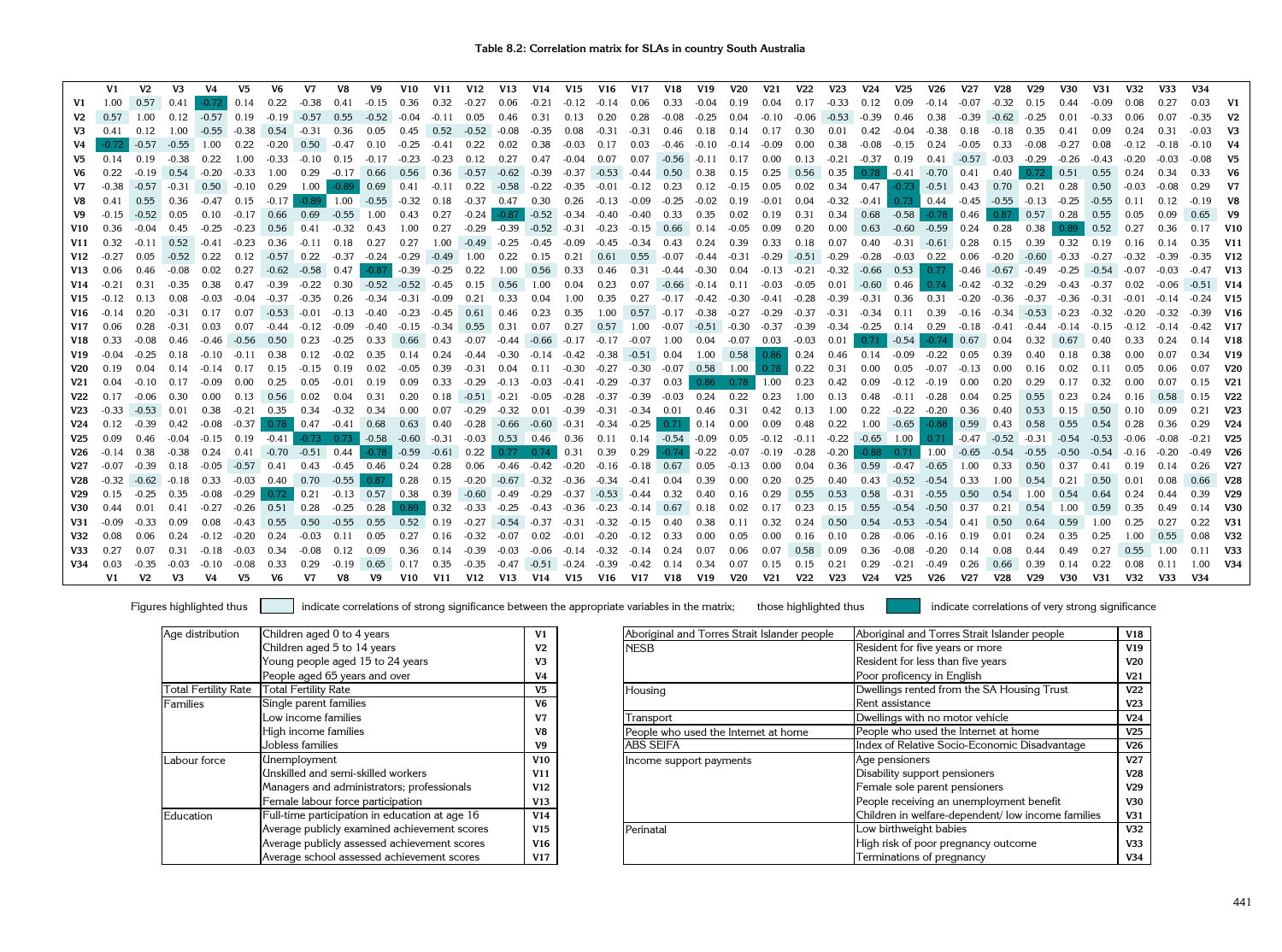**Table 8.2: Correlation matrix for SLAs in country South Australia**

| | V1 | V2 | V3 | V4 | V5 | V6 | V7 | V8 | V9 | V10 | V11 | V12 | V13 | V14 | V15 | V16 | V17 | V18 | V19 | V20 | V21 | V22 | V23 | V24 | V25 | V26 | V27 | V28 | V29 | V30 | V31 | V32 | V33 | V34 | |
|---|---|---|---|---|---|---|---|---|---|---|---|---|---|---|---|---|---|---|---|---|---|---|---|---|---|---|---|---|---|---|---|---|---|---|---|
| **V1** | 1.00 | 0.57 | 0.41 | -0.72 | 0.14 | 0.22 | -0.38 | 0.41 | -0.15 | 0.36 | 0.32 | -0.27 | 0.06 | -0.21 | -0.12 | -0.14 | 0.06 | 0.33 | -0.04 | 0.19 | 0.04 | 0.17 | -0.33 | 0.12 | 0.09 | -0.14 | -0.07 | -0.32 | 0.15 | 0.44 | -0.09 | 0.08 | 0.27 | 0.03 | **V1** |
| **V2** | 0.57 | 1.00 | 0.12 | -0.57 | 0.19 | -0.19 | -0.57 | 0.55 | -0.52 | -0.04 | -0.11 | 0.05 | 0.46 | 0.31 | 0.13 | 0.20 | 0.28 | -0.08 | -0.25 | 0.04 | -0.10 | -0.06 | -0.53 | -0.39 | 0.46 | 0.38 | -0.39 | -0.62 | -0.25 | 0.01 | -0.33 | 0.06 | 0.07 | -0.35 | **V2** |
| **V3** | 0.41 | 0.12 | 1.00 | -0.55 | -0.38 | 0.54 | -0.31 | 0.36 | 0.05 | 0.45 | 0.52 | -0.52 | -0.08 | -0.35 | 0.08 | -0.31 | -0.31 | 0.46 | 0.18 | 0.14 | 0.17 | 0.30 | 0.01 | 0.42 | -0.04 | -0.38 | 0.18 | -0.18 | 0.35 | 0.41 | 0.09 | 0.24 | 0.31 | -0.03 | **V3** |
| **V4** | -0.72 | -0.57 | -0.55 | 1.00 | 0.22 | -0.20 | 0.50 | -0.47 | 0.10 | -0.25 | -0.41 | 0.22 | 0.02 | 0.38 | -0.03 | 0.17 | 0.03 | -0.46 | -0.10 | -0.14 | -0.09 | 0.00 | 0.38 | -0.08 | -0.15 | 0.24 | -0.05 | 0.33 | -0.08 | -0.27 | 0.08 | -0.12 | -0.18 | -0.10 | **V4** |
| **V5** | 0.14 | 0.19 | -0.38 | 0.22 | 1.00 | -0.33 | -0.10 | 0.15 | -0.17 | -0.23 | -0.23 | 0.12 | 0.27 | 0.47 | -0.04 | 0.07 | 0.07 | -0.56 | -0.11 | 0.17 | 0.00 | 0.13 | -0.21 | -0.37 | 0.19 | 0.41 | -0.57 | -0.03 | -0.29 | -0.26 | -0.43 | -0.20 | -0.03 | -0.08 | **V5** |
| **V6** | 0.22 | -0.19 | 0.54 | -0.20 | -0.33 | 1.00 | 0.29 | -0.17 | 0.66 | 0.56 | 0.36 | -0.57 | -0.62 | -0.39 | -0.37 | -0.53 | -0.44 | 0.50 | 0.38 | 0.15 | 0.25 | 0.56 | 0.35 | 0.78 | -0.41 | -0.70 | 0.41 | 0.40 | 0.72 | 0.51 | 0.55 | 0.24 | 0.34 | 0.33 | **V6** |
| **V7** | -0.38 | -0.57 | -0.31 | 0.50 | -0.10 | 0.29 | 1.00 | -0.89 | 0.69 | 0.41 | -0.11 | 0.22 | -0.58 | -0.22 | -0.35 | -0.01 | -0.12 | 0.23 | 0.12 | -0.15 | 0.05 | 0.02 | 0.34 | 0.47 | -0.73 | -0.51 | 0.43 | 0.70 | 0.21 | 0.28 | 0.50 | -0.03 | -0.08 | 0.29 | **V7** |
| **V8** | 0.41 | 0.55 | 0.36 | -0.47 | 0.15 | -0.17 | -0.89 | 1.00 | -0.55 | -0.32 | 0.18 | -0.37 | 0.47 | 0.30 | 0.26 | -0.13 | -0.09 | -0.25 | -0.02 | 0.19 | -0.01 | 0.04 | -0.32 | -0.41 | 0.73 | 0.44 | -0.45 | -0.55 | -0.13 | -0.25 | -0.55 | 0.11 | 0.12 | -0.19 | **V8** |
| **V9** | -0.15 | -0.52 | 0.05 | 0.10 | -0.17 | 0.66 | 0.69 | -0.55 | 1.00 | 0.43 | 0.27 | -0.24 | -0.87 | -0.52 | -0.34 | -0.40 | -0.40 | 0.33 | 0.35 | 0.02 | 0.19 | 0.31 | 0.34 | 0.68 | -0.58 | -0.78 | 0.46 | 0.87 | 0.57 | 0.28 | 0.55 | 0.05 | 0.09 | 0.65 | **V9** |
| **V10** | 0.36 | -0.04 | 0.45 | -0.25 | -0.23 | 0.56 | 0.41 | -0.32 | 0.43 | 1.00 | 0.27 | -0.29 | -0.39 | -0.52 | -0.31 | -0.23 | -0.15 | 0.66 | 0.14 | -0.05 | 0.09 | 0.20 | 0.00 | 0.63 | -0.60 | -0.59 | 0.24 | 0.28 | 0.38 | 0.89 | 0.52 | 0.27 | 0.36 | 0.17 | **V10** |
| **V11** | 0.32 | -0.11 | 0.52 | -0.41 | -0.23 | 0.36 | -0.11 | 0.18 | 0.27 | 0.27 | 1.00 | -0.49 | -0.25 | -0.45 | -0.09 | -0.45 | -0.34 | 0.43 | 0.24 | 0.39 | 0.33 | 0.18 | 0.07 | 0.40 | -0.31 | -0.61 | 0.28 | 0.15 | 0.39 | 0.32 | 0.19 | 0.16 | 0.14 | 0.35 | **V11** |
| **V12** | -0.27 | 0.05 | -0.52 | 0.22 | 0.12 | -0.57 | 0.22 | -0.37 | -0.24 | -0.29 | -0.49 | 1.00 | 0.22 | 0.15 | 0.21 | 0.61 | 0.55 | -0.07 | -0.44 | -0.31 | -0.29 | -0.51 | -0.29 | -0.28 | -0.03 | 0.22 | 0.06 | -0.20 | -0.60 | -0.33 | -0.27 | -0.32 | -0.39 | -0.35 | **V12** |
| **V13** | 0.06 | 0.46 | -0.08 | 0.02 | 0.27 | -0.62 | -0.58 | 0.47 | -0.87 | -0.39 | -0.25 | 0.22 | 1.00 | 0.56 | 0.33 | 0.46 | 0.31 | -0.44 | -0.30 | 0.04 | -0.13 | -0.21 | -0.32 | -0.66 | 0.53 | 0.77 | -0.46 | -0.67 | -0.49 | -0.25 | -0.54 | -0.07 | -0.03 | -0.47 | **V13** |
| **V14** | -0.21 | 0.31 | -0.35 | 0.38 | 0.47 | -0.39 | -0.22 | 0.30 | -0.52 | -0.52 | -0.45 | 0.15 | 0.56 | 1.00 | 0.04 | 0.23 | 0.07 | -0.66 | -0.14 | 0.11 | -0.03 | -0.05 | 0.01 | -0.60 | 0.46 | 0.74 | -0.42 | -0.32 | -0.29 | -0.43 | -0.37 | 0.02 | -0.06 | -0.51 | **V14** |
| **V15** | -0.12 | 0.13 | 0.08 | -0.03 | -0.04 | -0.37 | -0.35 | 0.26 | -0.34 | -0.31 | -0.09 | 0.21 | 0.33 | 0.04 | 1.00 | 0.35 | 0.27 | -0.17 | -0.42 | -0.30 | -0.41 | -0.28 | -0.39 | -0.31 | 0.36 | 0.31 | -0.20 | -0.36 | -0.37 | -0.36 | -0.31 | -0.01 | -0.14 | -0.24 | **V15** |
| **V16** | -0.14 | 0.20 | -0.31 | 0.17 | 0.07 | -0.53 | -0.01 | -0.13 | -0.40 | -0.23 | -0.45 | 0.61 | 0.46 | 0.23 | 0.35 | 1.00 | 0.57 | -0.17 | -0.38 | -0.27 | -0.29 | -0.37 | -0.31 | -0.34 | 0.11 | 0.39 | -0.16 | -0.34 | -0.53 | -0.23 | -0.32 | -0.20 | -0.32 | -0.39 | **V16** |
| **V17** | 0.06 | 0.28 | -0.31 | 0.03 | 0.07 | -0.44 | -0.12 | -0.09 | -0.40 | -0.15 | -0.34 | 0.55 | 0.31 | 0.07 | 0.27 | 0.57 | 1.00 | -0.07 | -0.51 | -0.30 | -0.37 | -0.39 | -0.34 | -0.25 | 0.14 | 0.29 | -0.18 | -0.41 | -0.44 | -0.14 | -0.15 | -0.12 | -0.14 | -0.42 | **V17** |
| **V18** | 0.33 | -0.08 | 0.46 | -0.46 | -0.56 | 0.50 | 0.23 | -0.25 | 0.33 | 0.66 | 0.43 | -0.07 | -0.44 | -0.66 | -0.17 | -0.17 | -0.07 | 1.00 | 0.04 | -0.07 | 0.03 | -0.03 | 0.01 | 0.71 | -0.54 | -0.74 | 0.67 | 0.04 | 0.32 | 0.67 | 0.40 | 0.33 | 0.24 | 0.14 | **V18** |
| **V19** | -0.04 | -0.25 | 0.18 | -0.10 | -0.11 | 0.38 | 0.12 | -0.02 | 0.35 | 0.14 | 0.24 | -0.44 | -0.30 | -0.14 | -0.42 | -0.38 | -0.51 | 0.04 | 1.00 | 0.58 | 0.86 | 0.24 | 0.46 | 0.14 | -0.09 | -0.22 | 0.05 | 0.39 | 0.40 | 0.18 | 0.38 | 0.00 | 0.07 | 0.34 | **V19** |
| **V20** | 0.19 | 0.04 | 0.14 | -0.14 | 0.17 | 0.15 | -0.15 | 0.19 | 0.02 | -0.05 | 0.39 | -0.31 | 0.04 | 0.11 | -0.30 | -0.27 | -0.30 | -0.07 | 0.58 | 1.00 | 0.78 | 0.22 | 0.31 | 0.00 | 0.05 | -0.07 | -0.13 | 0.00 | 0.16 | 0.02 | 0.11 | 0.05 | 0.06 | 0.07 | **V20** |
| **V21** | 0.04 | -0.10 | 0.17 | -0.09 | 0.00 | 0.25 | 0.05 | -0.01 | 0.19 | 0.09 | 0.33 | -0.29 | -0.13 | -0.03 | -0.41 | -0.29 | -0.37 | 0.03 | 0.86 | 0.78 | 1.00 | 0.23 | 0.42 | 0.09 | -0.12 | -0.19 | 0.00 | 0.20 | 0.29 | 0.17 | 0.32 | 0.00 | 0.07 | 0.15 | **V21** |
| **V22** | 0.17 | -0.06 | 0.30 | 0.00 | 0.13 | 0.56 | 0.02 | 0.04 | 0.31 | 0.20 | 0.18 | -0.51 | -0.21 | -0.05 | -0.28 | -0.37 | -0.39 | -0.03 | 0.24 | 0.22 | 0.23 | 1.00 | 0.13 | 0.48 | -0.11 | -0.28 | 0.04 | 0.25 | 0.55 | 0.23 | 0.24 | 0.16 | 0.58 | 0.15 | **V22** |
| **V23** | -0.33 | -0.53 | 0.01 | 0.38 | -0.21 | 0.35 | 0.34 | -0.32 | 0.34 | 0.00 | 0.07 | -0.29 | -0.32 | 0.01 | -0.39 | -0.31 | -0.34 | 0.01 | 0.46 | 0.31 | 0.42 | 0.13 | 1.00 | 0.22 | -0.22 | -0.20 | 0.36 | 0.40 | 0.53 | 0.15 | 0.50 | 0.10 | 0.09 | 0.21 | **V23** |
| **V24** | 0.12 | -0.39 | 0.42 | -0.08 | -0.37 | 0.78 | 0.47 | -0.41 | 0.68 | 0.63 | 0.40 | -0.28 | -0.66 | -0.60 | -0.31 | -0.34 | -0.25 | 0.71 | 0.14 | 0.00 | 0.09 | 0.48 | 0.22 | 1.00 | -0.65 | -0.88 | 0.59 | 0.43 | 0.58 | 0.55 | 0.54 | 0.28 | 0.36 | 0.29 | **V24** |
| **V25** | 0.09 | 0.46 | -0.04 | -0.15 | 0.19 | -0.41 | -0.73 | 0.73 | -0.58 | -0.60 | -0.31 | -0.03 | 0.53 | 0.46 | 0.36 | 0.11 | 0.14 | -0.54 | -0.09 | 0.05 | -0.12 | -0.11 | -0.22 | -0.65 | 1.00 | 0.71 | -0.47 | -0.52 | -0.31 | -0.54 | -0.53 | -0.06 | -0.08 | -0.21 | **V25** |
| **V26** | -0.14 | 0.38 | -0.38 | 0.24 | 0.41 | -0.70 | -0.51 | 0.44 | -0.78 | -0.59 | -0.61 | 0.22 | 0.77 | 0.74 | 0.31 | 0.39 | 0.29 | -0.74 | -0.22 | -0.07 | -0.19 | -0.28 | -0.20 | -0.88 | 0.71 | 1.00 | -0.65 | -0.54 | -0.55 | -0.50 | -0.54 | -0.16 | -0.20 | -0.49 | **V26** |
| **V27** | -0.07 | -0.39 | 0.18 | -0.05 | -0.57 | 0.41 | 0.43 | -0.45 | 0.46 | 0.24 | 0.28 | 0.06 | -0.46 | -0.42 | -0.20 | -0.16 | -0.18 | 0.67 | 0.05 | -0.13 | 0.00 | 0.04 | 0.36 | 0.59 | -0.47 | -0.65 | 1.00 | 0.33 | 0.50 | 0.37 | 0.41 | 0.19 | 0.14 | 0.26 | **V27** |
| **V28** | -0.32 | -0.62 | -0.18 | 0.33 | -0.03 | 0.40 | 0.70 | -0.55 | 0.87 | 0.28 | 0.15 | -0.20 | -0.67 | -0.32 | -0.36 | -0.34 | -0.41 | 0.04 | 0.39 | 0.00 | 0.20 | 0.25 | 0.40 | 0.43 | -0.52 | -0.54 | 0.33 | 1.00 | 0.54 | 0.21 | 0.50 | 0.01 | 0.08 | 0.66 | **V28** |
| **V29** | 0.15 | -0.25 | 0.35 | -0.08 | -0.29 | 0.72 | 0.21 | -0.13 | 0.57 | 0.38 | 0.39 | -0.60 | -0.49 | -0.29 | -0.37 | -0.53 | -0.44 | 0.32 | 0.40 | 0.16 | 0.29 | 0.55 | 0.53 | 0.58 | -0.31 | -0.55 | 0.50 | 0.54 | 1.00 | 0.54 | 0.64 | 0.24 | 0.44 | 0.39 | **V29** |
| **V30** | 0.44 | 0.01 | 0.41 | -0.27 | -0.26 | 0.51 | 0.28 | -0.25 | 0.28 | 0.89 | 0.32 | -0.33 | -0.25 | -0.43 | -0.36 | -0.23 | -0.14 | 0.67 | 0.18 | 0.02 | 0.17 | 0.23 | 0.15 | 0.55 | -0.54 | -0.50 | 0.37 | 0.21 | 0.54 | 1.00 | 0.59 | 0.35 | 0.49 | 0.14 | **V30** |
| **V31** | -0.09 | -0.33 | 0.09 | 0.08 | -0.43 | 0.55 | 0.50 | -0.55 | 0.55 | 0.52 | 0.19 | -0.27 | -0.54 | -0.37 | -0.31 | -0.32 | -0.15 | 0.40 | 0.38 | 0.11 | 0.32 | 0.24 | 0.50 | 0.54 | -0.53 | -0.54 | 0.41 | 0.50 | 0.64 | 0.59 | 1.00 | 0.25 | 0.27 | 0.22 | **V31** |
| **V32** | 0.08 | 0.06 | 0.24 | -0.12 | -0.20 | 0.24 | -0.03 | 0.11 | 0.05 | 0.27 | 0.16 | -0.32 | -0.07 | 0.02 | -0.01 | -0.20 | -0.12 | 0.33 | 0.00 | 0.05 | 0.00 | 0.16 | 0.10 | 0.28 | -0.06 | -0.16 | 0.19 | 0.01 | 0.24 | 0.35 | 0.25 | 1.00 | 0.55 | 0.08 | **V32** |
| **V33** | 0.27 | 0.07 | 0.31 | -0.18 | -0.03 | 0.34 | -0.08 | 0.12 | 0.09 | 0.36 | 0.14 | -0.39 | -0.03 | -0.06 | -0.14 | -0.32 | -0.14 | 0.24 | 0.07 | 0.06 | 0.07 | 0.58 | 0.09 | 0.36 | -0.08 | -0.20 | 0.14 | 0.08 | 0.44 | 0.49 | 0.27 | 0.55 | 1.00 | 0.11 | **V33** |
| **V34** | 0.03 | -0.35 | -0.03 | -0.10 | -0.08 | 0.33 | 0.29 | -0.19 | 0.65 | 0.17 | 0.35 | -0.35 | -0.47 | -0.51 | -0.24 | -0.39 | -0.42 | 0.14 | 0.34 | 0.07 | 0.15 | 0.15 | 0.21 | 0.29 | -0.21 | -0.49 | 0.26 | 0.66 | 0.39 | 0.14 | 0.22 | 0.08 | 0.11 | 1.00 | **V34** |
| | **V1** | **V2** | **V3** | **V4** | **V5** | **V6** | **V7** | **V8** | **V9** | **V10** | **V11** | **V12** | **V13** | **V14** | **V15** | **V16** | **V17** | **V18** | **V19** | **V20** | **V21** | **V22** | **V23** | **V24** | **V25** | **V26** | **V27** | **V28** | **V29** | **V30** | **V31** | **V32** | **V33** | **V34** | |

Figures highlighted thus [light shading] indicate correlations of strong significance between the appropriate variables in the matrix; those highlighted thus [dark shading] indicate correlations of very strong significance

| | | |
|---|---|---|
| Age distribution | Children aged 0 to 4 years | V1 |
| | Children aged 5 to 14 years | V2 |
| | Young people aged 15 to 24 years | V3 |
| | People aged 65 years and over | V4 |
| Total Fertility Rate | Total Fertility Rate | V5 |
| Families | Single parent families | V6 |
| | Low income families | V7 |
| | High income families | V8 |
| | Jobless families | V9 |
| Labour force | Unemployment | V10 |
| | Unskilled and semi-skilled workers | V11 |
| | Managers and administrators; professionals | V12 |
| | Female labour force participation | V13 |
| Education | Full-time participation in education at age 16 | V14 |
| | Average publicly examined achievement scores | V15 |
| | Average publicly assessed achievement scores | V16 |
| | Average school assessed achievement scores | V17 |

| | | |
|---|---|---|
| Aboriginal and Torres Strait Islander people | Aboriginal and Torres Strait Islander people | V18 |
| NESB | Resident for five years or more | V19 |
| | Resident for less than five years | V20 |
| | Poor proficiency in English | V21 |
| Housing | Dwellings rented from the SA Housing Trust | V22 |
| | Rent assistance | V23 |
| Transport | Dwellings with no motor vehicle | V24 |
| People who used the Internet at home | People who used the Internet at home | V25 |
| ABS SEIFA | Index of Relative Socio-Economic Disadvantage | V26 |
| Income support payments | Age pensioners | V27 |
| | Disability support pensioners | V28 |
| | Female sole parent pensioners | V29 |
| | People receiving an unemployment benefit | V30 |
| | Children in welfare-dependent/ low income families | V31 |
| Perinatal | Low birthweight babies | V32 |
| | High risk of poor pregnancy outcome | V33 |
| | Terminations of pregnancy | V34 |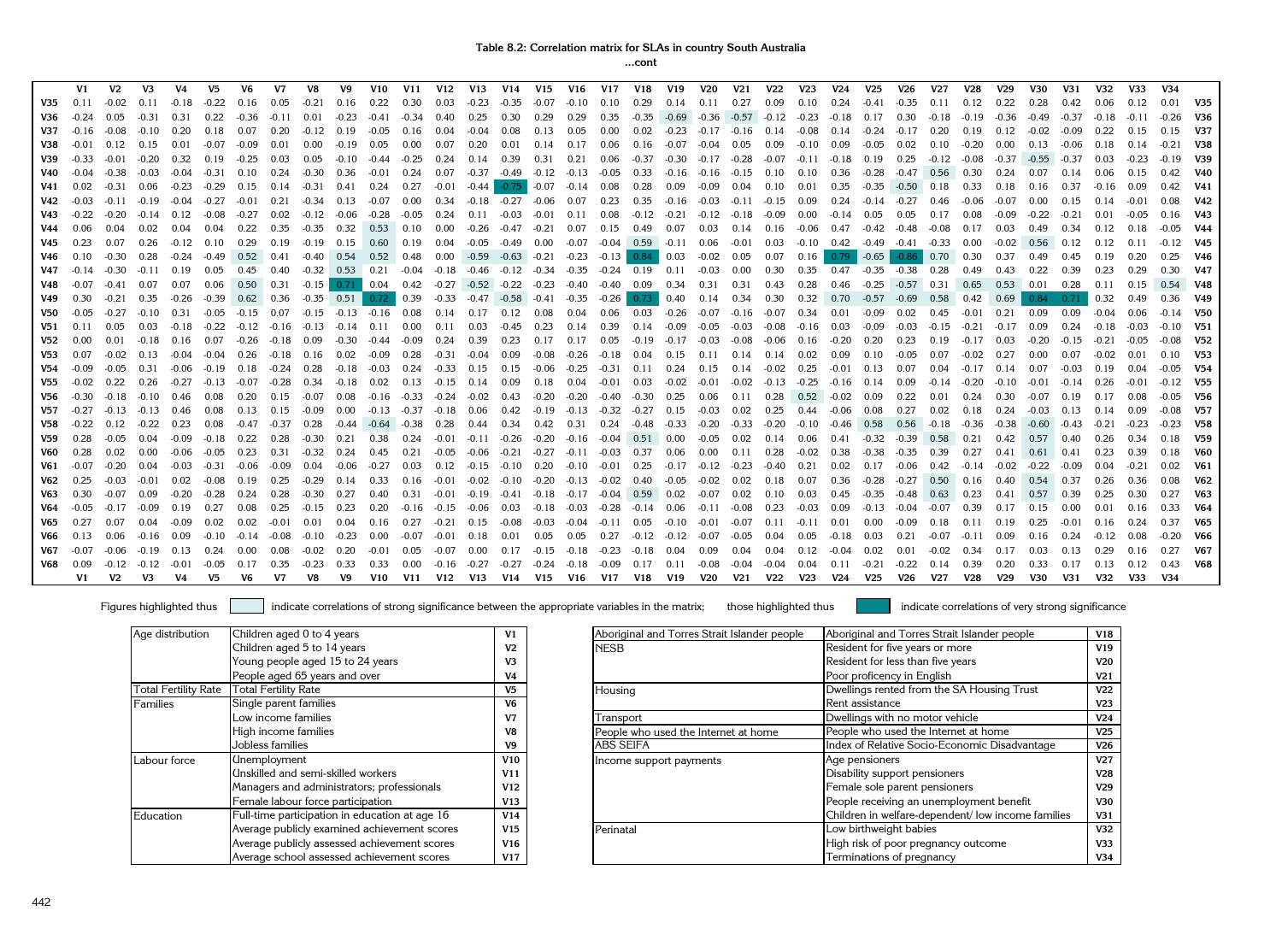**Table 8.2: Correlation matrix for SLAs in country South Australia**

**...cont**

| | V1 | V2 | V3 | V4 | V5 | V6 | V7 | V8 | V9 | V10 | V11 | V12 | V13 | V14 | V15 | V16 | V17 | V18 | V19 | V20 | V21 | V22 | V23 | V24 | V25 | V26 | V27 | V28 | V29 | V30 | V31 | V32 | V33 | V34 | |
|---|---|---|---|---|---|---|---|---|---|---|---|---|---|---|---|---|---|---|---|---|---|---|---|---|---|---|---|---|---|---|---|---|---|---|---|
| **V35** | 0.11 | -0.02 | 0.11 | -0.18 | -0.22 | 0.16 | 0.05 | -0.21 | 0.16 | 0.22 | 0.30 | 0.03 | -0.23 | -0.35 | -0.07 | -0.10 | 0.10 | 0.29 | 0.14 | 0.11 | 0.27 | 0.09 | 0.10 | 0.24 | -0.41 | -0.35 | 0.11 | 0.12 | 0.22 | 0.28 | 0.42 | 0.06 | 0.12 | 0.01 | **V35** |
| **V36** | -0.24 | 0.05 | -0.31 | 0.31 | 0.22 | -0.36 | -0.11 | 0.01 | -0.23 | -0.41 | -0.34 | 0.40 | 0.25 | 0.30 | 0.29 | 0.29 | 0.35 | -0.35 | -0.69 | -0.36 | -0.57 | -0.12 | -0.23 | -0.18 | 0.17 | 0.30 | -0.18 | -0.19 | -0.36 | -0.49 | -0.37 | -0.18 | -0.11 | -0.26 | **V36** |
| **V37** | -0.16 | -0.08 | -0.10 | 0.20 | 0.18 | 0.07 | 0.20 | -0.12 | 0.19 | -0.05 | 0.16 | 0.04 | -0.04 | 0.08 | 0.13 | 0.05 | 0.00 | 0.02 | -0.23 | -0.17 | -0.16 | 0.14 | -0.08 | 0.14 | -0.24 | -0.17 | 0.20 | 0.19 | 0.12 | -0.02 | -0.09 | 0.22 | 0.15 | 0.15 | **V37** |
| **V38** | -0.01 | 0.12 | 0.15 | 0.01 | -0.07 | -0.09 | 0.01 | 0.00 | -0.19 | 0.05 | 0.00 | 0.07 | 0.20 | 0.01 | 0.14 | 0.17 | 0.06 | 0.16 | -0.07 | -0.04 | 0.05 | 0.09 | -0.10 | 0.09 | -0.05 | 0.02 | 0.10 | -0.20 | 0.00 | 0.13 | -0.06 | 0.18 | 0.14 | -0.21 | **V38** |
| **V39** | -0.33 | -0.01 | -0.20 | 0.32 | 0.19 | -0.25 | 0.03 | 0.05 | -0.10 | -0.44 | -0.25 | 0.24 | 0.14 | 0.39 | 0.31 | 0.21 | 0.06 | -0.37 | -0.30 | -0.17 | -0.28 | -0.07 | -0.11 | -0.18 | 0.19 | 0.25 | -0.12 | -0.08 | -0.37 | -0.55 | -0.37 | 0.03 | -0.23 | -0.19 | **V39** |
| **V40** | -0.04 | -0.38 | -0.03 | -0.04 | -0.31 | 0.10 | 0.24 | -0.30 | 0.36 | -0.01 | 0.24 | 0.07 | -0.37 | -0.49 | -0.12 | -0.13 | -0.05 | 0.33 | -0.16 | -0.16 | -0.15 | 0.10 | 0.10 | 0.36 | -0.28 | -0.47 | 0.56 | 0.30 | 0.24 | 0.07 | 0.14 | 0.06 | 0.15 | 0.42 | **V40** |
| **V41** | 0.02 | -0.31 | 0.06 | -0.23 | -0.29 | 0.15 | 0.14 | -0.31 | 0.41 | 0.24 | 0.27 | -0.01 | -0.44 | -0.75 | -0.07 | -0.14 | 0.08 | 0.28 | 0.09 | -0.09 | 0.04 | 0.10 | 0.01 | 0.35 | -0.35 | -0.50 | 0.18 | 0.33 | 0.18 | 0.16 | 0.37 | -0.16 | 0.09 | 0.42 | **V41** |
| **V42** | -0.03 | -0.11 | -0.19 | -0.04 | -0.27 | -0.01 | 0.21 | -0.34 | 0.13 | -0.07 | 0.00 | 0.34 | -0.18 | -0.27 | -0.06 | 0.07 | 0.23 | 0.35 | -0.16 | -0.03 | -0.11 | -0.15 | 0.09 | 0.24 | -0.14 | -0.27 | 0.46 | -0.06 | -0.07 | 0.00 | 0.15 | 0.14 | -0.01 | 0.08 | **V42** |
| **V43** | -0.22 | -0.20 | -0.14 | 0.12 | -0.08 | -0.27 | 0.02 | -0.12 | -0.06 | -0.28 | -0.05 | 0.24 | 0.11 | -0.03 | -0.01 | 0.11 | 0.08 | -0.12 | -0.21 | -0.12 | -0.18 | -0.09 | 0.00 | -0.14 | 0.05 | 0.05 | 0.17 | 0.08 | -0.09 | -0.22 | -0.21 | 0.01 | -0.05 | 0.16 | **V43** |
| **V44** | 0.06 | 0.04 | 0.02 | 0.04 | 0.04 | 0.22 | 0.35 | -0.35 | 0.32 | 0.53 | 0.10 | 0.00 | -0.26 | -0.47 | -0.21 | 0.07 | 0.15 | 0.49 | 0.07 | 0.03 | 0.14 | 0.16 | -0.06 | 0.47 | -0.42 | -0.48 | -0.08 | 0.17 | 0.03 | 0.49 | 0.34 | 0.12 | 0.18 | -0.05 | **V44** |
| **V45** | 0.23 | 0.07 | 0.26 | -0.12 | 0.10 | 0.29 | 0.19 | -0.19 | 0.15 | 0.60 | 0.19 | 0.04 | -0.05 | -0.49 | 0.00 | -0.07 | -0.04 | 0.59 | -0.11 | 0.06 | -0.01 | 0.03 | -0.10 | 0.42 | -0.49 | -0.41 | -0.33 | 0.00 | -0.02 | 0.56 | 0.12 | 0.12 | 0.11 | -0.12 | **V45** |
| **V46** | 0.10 | -0.30 | 0.28 | -0.24 | -0.49 | 0.52 | 0.41 | -0.40 | 0.54 | 0.52 | 0.48 | 0.00 | -0.59 | -0.63 | -0.21 | -0.23 | -0.13 | 0.84 | 0.03 | -0.02 | 0.05 | 0.07 | 0.16 | 0.79 | -0.65 | -0.86 | 0.70 | 0.30 | 0.37 | 0.49 | 0.45 | 0.19 | 0.20 | 0.25 | **V46** |
| **V47** | -0.14 | -0.30 | -0.11 | 0.19 | 0.05 | 0.45 | 0.40 | -0.32 | 0.53 | 0.21 | -0.04 | -0.18 | -0.46 | -0.12 | -0.34 | -0.35 | -0.24 | 0.19 | 0.11 | -0.03 | 0.00 | 0.30 | 0.35 | 0.47 | -0.35 | -0.38 | 0.28 | 0.49 | 0.43 | 0.22 | 0.39 | 0.23 | 0.29 | 0.30 | **V47** |
| **V48** | -0.07 | -0.41 | 0.07 | 0.07 | 0.06 | 0.50 | 0.31 | -0.15 | 0.71 | 0.04 | 0.42 | -0.27 | -0.52 | -0.22 | -0.23 | -0.40 | -0.40 | 0.09 | 0.34 | 0.31 | 0.31 | 0.43 | 0.28 | 0.46 | -0.25 | -0.57 | 0.31 | 0.65 | 0.53 | 0.01 | 0.28 | 0.11 | 0.15 | 0.54 | **V48** |
| **V49** | 0.30 | -0.21 | 0.35 | -0.26 | -0.39 | 0.62 | 0.36 | -0.35 | 0.51 | 0.72 | 0.39 | -0.33 | -0.47 | -0.58 | -0.41 | -0.35 | -0.26 | 0.73 | 0.40 | 0.14 | 0.34 | 0.30 | 0.32 | 0.70 | -0.57 | -0.69 | 0.58 | 0.42 | 0.69 | 0.84 | 0.71 | 0.32 | 0.49 | 0.36 | **V49** |
| **V50** | -0.05 | -0.27 | -0.10 | 0.31 | -0.05 | -0.15 | 0.07 | -0.15 | -0.13 | -0.16 | 0.08 | 0.14 | 0.17 | 0.12 | 0.08 | 0.04 | 0.06 | 0.03 | -0.26 | -0.07 | -0.16 | -0.07 | 0.34 | 0.01 | -0.09 | 0.02 | 0.45 | -0.01 | 0.21 | 0.09 | 0.09 | -0.04 | 0.06 | -0.14 | **V50** |
| **V51** | 0.11 | 0.05 | 0.03 | -0.18 | -0.22 | -0.12 | -0.16 | -0.13 | -0.14 | 0.11 | 0.00 | 0.11 | 0.03 | -0.45 | 0.23 | 0.14 | 0.39 | 0.14 | -0.09 | -0.05 | -0.03 | -0.08 | -0.16 | 0.03 | -0.09 | -0.03 | -0.15 | -0.21 | -0.17 | 0.09 | 0.24 | -0.18 | -0.03 | -0.10 | **V51** |
| **V52** | 0.00 | 0.01 | -0.18 | 0.16 | 0.07 | -0.26 | -0.18 | 0.09 | -0.30 | -0.44 | -0.09 | 0.24 | 0.39 | 0.23 | 0.17 | 0.17 | 0.05 | -0.19 | -0.17 | -0.03 | -0.08 | -0.06 | 0.16 | -0.20 | 0.20 | 0.23 | 0.19 | -0.17 | 0.03 | -0.20 | -0.15 | -0.21 | -0.05 | -0.08 | **V52** |
| **V53** | 0.07 | -0.02 | 0.13 | -0.04 | -0.04 | 0.26 | -0.18 | 0.16 | 0.02 | -0.09 | 0.28 | -0.31 | -0.04 | 0.09 | -0.08 | -0.26 | -0.18 | 0.04 | 0.15 | 0.11 | 0.14 | 0.14 | 0.02 | 0.09 | 0.10 | -0.05 | 0.07 | -0.02 | 0.27 | 0.00 | 0.07 | -0.02 | 0.01 | 0.10 | **V53** |
| **V54** | -0.09 | -0.05 | 0.31 | -0.06 | -0.19 | 0.18 | -0.24 | 0.28 | -0.18 | -0.03 | 0.24 | -0.33 | 0.15 | 0.15 | -0.06 | -0.25 | -0.31 | 0.11 | 0.24 | 0.15 | 0.14 | -0.02 | 0.25 | -0.01 | 0.13 | 0.07 | 0.04 | -0.17 | 0.14 | 0.07 | -0.03 | 0.19 | 0.04 | -0.05 | **V54** |
| **V55** | -0.02 | 0.22 | 0.26 | -0.27 | -0.13 | -0.07 | -0.28 | 0.34 | -0.18 | 0.02 | 0.13 | -0.15 | 0.14 | 0.09 | 0.18 | 0.04 | -0.01 | 0.03 | -0.02 | -0.01 | -0.02 | -0.13 | -0.25 | -0.16 | 0.14 | 0.09 | -0.14 | -0.20 | -0.10 | -0.01 | -0.14 | 0.26 | -0.01 | -0.12 | **V55** |
| **V56** | -0.30 | -0.18 | -0.10 | 0.46 | 0.08 | 0.20 | 0.15 | -0.07 | 0.08 | -0.16 | -0.33 | -0.24 | -0.02 | 0.43 | -0.20 | -0.20 | -0.40 | -0.30 | 0.25 | 0.06 | 0.11 | 0.28 | 0.52 | -0.02 | 0.09 | 0.22 | 0.01 | 0.24 | 0.30 | -0.07 | 0.19 | 0.17 | 0.08 | -0.05 | **V56** |
| **V57** | -0.27 | -0.13 | -0.13 | 0.46 | 0.08 | 0.13 | 0.15 | -0.09 | 0.00 | -0.13 | -0.37 | -0.18 | 0.06 | 0.42 | -0.19 | -0.13 | -0.32 | -0.27 | 0.15 | -0.03 | 0.02 | 0.25 | 0.44 | -0.06 | 0.08 | 0.27 | 0.02 | 0.18 | 0.24 | -0.03 | 0.13 | 0.14 | 0.09 | -0.08 | **V57** |
| **V58** | -0.22 | 0.12 | -0.22 | 0.23 | 0.08 | -0.47 | -0.37 | 0.28 | -0.44 | -0.64 | -0.38 | 0.28 | 0.44 | 0.34 | 0.42 | 0.31 | 0.24 | -0.48 | -0.33 | -0.20 | -0.33 | -0.20 | -0.10 | -0.46 | 0.58 | 0.56 | -0.18 | -0.36 | -0.38 | -0.60 | -0.43 | -0.21 | -0.23 | -0.23 | **V58** |
| **V59** | 0.28 | -0.05 | 0.04 | -0.09 | -0.18 | 0.22 | 0.28 | -0.30 | 0.21 | 0.38 | 0.24 | -0.01 | -0.11 | -0.26 | -0.20 | -0.16 | -0.04 | 0.51 | 0.00 | -0.05 | 0.02 | 0.14 | 0.06 | 0.41 | -0.32 | -0.39 | 0.58 | 0.21 | 0.42 | 0.57 | 0.40 | 0.26 | 0.34 | 0.18 | **V59** |
| **V60** | 0.28 | 0.02 | 0.00 | -0.06 | -0.05 | 0.23 | 0.31 | -0.32 | 0.24 | 0.45 | 0.21 | -0.05 | -0.06 | -0.21 | -0.27 | -0.11 | -0.03 | 0.37 | 0.06 | 0.00 | 0.11 | 0.28 | -0.02 | 0.38 | -0.38 | -0.35 | 0.39 | 0.27 | 0.41 | 0.61 | 0.41 | 0.23 | 0.39 | 0.18 | **V60** |
| **V61** | -0.07 | -0.20 | 0.04 | -0.03 | -0.31 | -0.06 | -0.09 | 0.04 | -0.06 | -0.27 | 0.03 | 0.12 | -0.15 | -0.10 | 0.20 | -0.10 | -0.01 | 0.25 | -0.17 | -0.12 | -0.23 | -0.40 | 0.21 | 0.02 | 0.17 | -0.06 | 0.42 | -0.14 | -0.02 | -0.22 | -0.09 | 0.04 | -0.21 | 0.02 | **V61** |
| **V62** | 0.25 | -0.03 | -0.01 | 0.02 | -0.08 | 0.19 | 0.25 | -0.29 | 0.14 | 0.33 | 0.16 | -0.01 | -0.02 | -0.10 | -0.20 | -0.13 | -0.02 | 0.40 | -0.05 | -0.02 | 0.02 | 0.18 | 0.07 | 0.36 | -0.28 | -0.27 | 0.50 | 0.16 | 0.40 | 0.54 | 0.37 | 0.26 | 0.36 | 0.08 | **V62** |
| **V63** | 0.30 | -0.07 | 0.09 | -0.20 | -0.28 | 0.24 | 0.28 | -0.30 | 0.27 | 0.40 | 0.31 | -0.01 | -0.19 | -0.41 | -0.18 | -0.17 | -0.04 | 0.59 | 0.02 | -0.07 | 0.02 | 0.10 | 0.03 | 0.45 | -0.35 | -0.48 | 0.63 | 0.23 | 0.41 | 0.57 | 0.39 | 0.25 | 0.30 | 0.27 | **V63** |
| **V64** | -0.05 | -0.17 | -0.09 | 0.19 | 0.27 | 0.08 | 0.25 | -0.15 | 0.23 | 0.20 | -0.16 | -0.15 | -0.06 | 0.03 | -0.18 | -0.03 | -0.28 | -0.14 | 0.06 | -0.11 | -0.08 | 0.23 | -0.03 | 0.09 | -0.13 | -0.04 | -0.07 | 0.39 | 0.17 | 0.15 | 0.00 | 0.01 | 0.16 | 0.33 | **V64** |
| **V65** | 0.27 | 0.07 | 0.04 | -0.09 | 0.02 | 0.02 | -0.01 | 0.01 | 0.04 | 0.16 | 0.27 | -0.21 | 0.15 | -0.08 | -0.03 | -0.04 | -0.11 | 0.05 | -0.10 | -0.01 | -0.07 | 0.11 | -0.11 | 0.01 | 0.00 | -0.09 | 0.18 | 0.11 | 0.19 | 0.25 | -0.01 | 0.16 | 0.24 | 0.37 | **V65** |
| **V66** | 0.13 | 0.06 | -0.16 | 0.09 | -0.10 | -0.14 | -0.08 | -0.10 | -0.23 | 0.00 | -0.07 | -0.01 | 0.18 | 0.01 | 0.05 | 0.05 | 0.27 | -0.12 | -0.12 | -0.07 | -0.05 | 0.04 | 0.05 | -0.18 | 0.03 | 0.21 | -0.07 | -0.11 | 0.09 | 0.16 | 0.24 | -0.12 | 0.08 | -0.20 | **V66** |
| **V67** | -0.07 | -0.06 | -0.19 | 0.13 | 0.24 | 0.00 | 0.08 | -0.02 | 0.20 | -0.01 | 0.05 | -0.07 | 0.00 | 0.17 | -0.15 | -0.18 | -0.23 | -0.18 | 0.04 | 0.09 | 0.04 | 0.04 | 0.12 | -0.04 | 0.02 | 0.01 | -0.02 | 0.34 | 0.17 | 0.03 | 0.13 | 0.29 | 0.16 | 0.27 | **V67** |
| **V68** | 0.09 | -0.12 | -0.12 | -0.01 | -0.05 | 0.17 | 0.35 | -0.23 | 0.33 | 0.33 | 0.00 | -0.16 | -0.27 | -0.27 | -0.24 | -0.18 | -0.09 | 0.17 | 0.11 | -0.08 | -0.04 | -0.04 | 0.04 | 0.11 | -0.21 | -0.22 | 0.14 | 0.39 | 0.20 | 0.33 | 0.17 | 0.13 | 0.12 | 0.43 | **V68** |
| | **V1** | **V2** | **V3** | **V4** | **V5** | **V6** | **V7** | **V8** | **V9** | **V10** | **V11** | **V12** | **V13** | **V14** | **V15** | **V16** | **V17** | **V18** | **V19** | **V20** | **V21** | **V22** | **V23** | **V24** | **V25** | **V26** | **V27** | **V28** | **V29** | **V30** | **V31** | **V32** | **V33** | **V34** | |

Figures highlighted thus [light shading] indicate correlations of strong significance between the appropriate variables in the matrix; those highlighted thus [dark shading] indicate correlations of very strong significance

| | | |
|---|---|---|
| Age distribution | Children aged 0 to 4 years | **V1** |
| | Children aged 5 to 14 years | **V2** |
| | Young people aged 15 to 24 years | **V3** |
| | People aged 65 years and over | **V4** |
| Total Fertility Rate | Total Fertility Rate | **V5** |
| Families | Single parent families | **V6** |
| | Low income families | **V7** |
| | High income families | **V8** |
| | Jobless families | **V9** |
| Labour force | Unemployment | **V10** |
| | Unskilled and semi-skilled workers | **V11** |
| | Managers and administrators; professionals | **V12** |
| | Female labour force participation | **V13** |
| Education | Full-time participation in education at age 16 | **V14** |
| | Average publicly examined achievement scores | **V15** |
| | Average publicly assessed achievement scores | **V16** |
| | Average school assessed achievement scores | **V17** |

| | | |
|---|---|---|
| Aboriginal and Torres Strait Islander people | Aboriginal and Torres Strait Islander people | **V18** |
| NESB | Resident for five years or more | **V19** |
| | Resident for less than five years | **V20** |
| | Poor proficency in English | **V21** |
| Housing | Dwellings rented from the SA Housing Trust | **V22** |
| | Rent assistance | **V23** |
| Transport | Dwellings with no motor vehicle | **V24** |
| People who used the Internet at home | People who used the Internet at home | **V25** |
| ABS SEIFA | Index of Relative Socio-Economic Disadvantage | **V26** |
| Income support payments | Age pensioners | **V27** |
| | Disability support pensioners | **V28** |
| | Female sole parent pensioners | **V29** |
| | People receiving an unemployment benefit | **V30** |
| | Children in welfare-dependent/ low income families | **V31** |
| Perinatal | Low birthweight babies | **V32** |
| | High risk of poor pregnancy outcome | **V33** |
| | Terminations of pregnancy | **V34** |